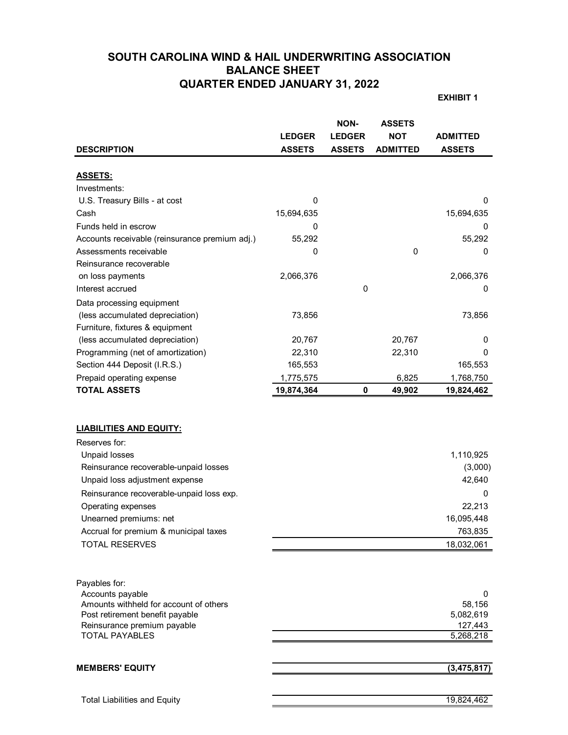# SOUTH CAROLINA WIND & HAIL UNDERWRITING ASSOCIATION
## BALANCE SHEET
## QUARTER ENDED JANUARY 31, 2022

**EXHIBIT 1**

| DESCRIPTION | LEDGER ASSETS | NON-LEDGER ASSETS | ASSETS NOT ADMITTED | ADMITTED ASSETS |
|---|---|---|---|---|
| **ASSETS:** | | | | |
| Investments: | | | | |
| U.S. Treasury Bills - at cost | 0 | | | 0 |
| Cash | 15,694,635 | | | 15,694,635 |
| Funds held in escrow | 0 | | | 0 |
| Accounts receivable (reinsurance premium adj.) | 55,292 | | | 55,292 |
| Assessments receivable | 0 | | 0 | 0 |
| Reinsurance recoverable on loss payments | 2,066,376 | | | 2,066,376 |
| Interest accrued | | 0 | | 0 |
| Data processing equipment (less accumulated depreciation) | 73,856 | | | 73,856 |
| Furniture, fixtures & equipment (less accumulated depreciation) | 20,767 | | 20,767 | 0 |
| Programming (net of amortization) | 22,310 | | 22,310 | 0 |
| Section 444 Deposit (I.R.S.) | 165,553 | | | 165,553 |
| Prepaid operating expense | 1,775,575 | | 6,825 | 1,768,750 |
| **TOTAL ASSETS** | **19,874,364** | **0** | **49,902** | **19,824,462** |

| LIABILITIES AND EQUITY: | |
|---|---|
| Reserves for: | |
| Unpaid losses | 1,110,925 |
| Reinsurance recoverable-unpaid losses | (3,000) |
| Unpaid loss adjustment expense | 42,640 |
| Reinsurance recoverable-unpaid loss exp. | 0 |
| Operating expenses | 22,213 |
| Unearned premiums: net | 16,095,448 |
| Accrual for premium & municipal taxes | 763,835 |
| TOTAL RESERVES | 18,032,061 |
| | |
| Payables for: | |
| Accounts payable | 0 |
| Amounts withheld for account of others | 58,156 |
| Post retirement benefit payable | 5,082,619 |
| Reinsurance premium payable | 127,443 |
| TOTAL PAYABLES | 5,268,218 |
| | |
| **MEMBERS' EQUITY** | **(3,475,817)** |
| | |
| Total Liabilities and Equity | 19,824,462 |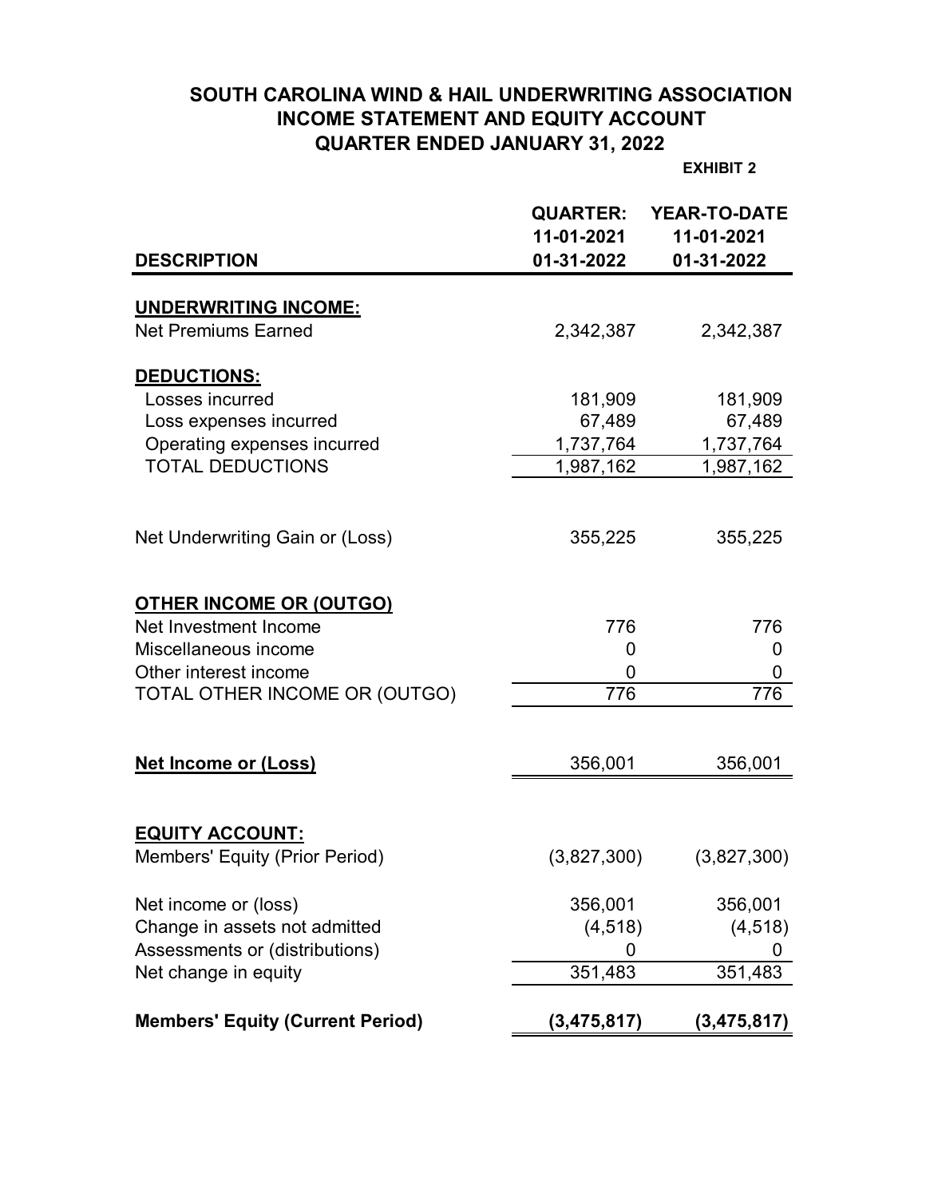# SOUTH CAROLINA WIND & HAIL UNDERWRITING ASSOCIATION
## INCOME STATEMENT AND EQUITY ACCOUNT
## QUARTER ENDED JANUARY 31, 2022

**EXHIBIT 2**

| DESCRIPTION | QUARTER: 11-01-2021 01-31-2022 | YEAR-TO-DATE 11-01-2021 01-31-2022 |
|---|---|---|
| **UNDERWRITING INCOME:** | | |
| Net Premiums Earned | 2,342,387 | 2,342,387 |
| **DEDUCTIONS:** | | |
| Losses incurred | 181,909 | 181,909 |
| Loss expenses incurred | 67,489 | 67,489 |
| Operating expenses incurred | 1,737,764 | 1,737,764 |
| TOTAL DEDUCTIONS | 1,987,162 | 1,987,162 |
| Net Underwriting Gain or (Loss) | 355,225 | 355,225 |
| **OTHER INCOME OR (OUTGO)** | | |
| Net Investment Income | 776 | 776 |
| Miscellaneous income | 0 | 0 |
| Other interest income | 0 | 0 |
| TOTAL OTHER INCOME OR (OUTGO) | 776 | 776 |
| **Net Income or (Loss)** | 356,001 | 356,001 |
| **EQUITY ACCOUNT:** | | |
| Members' Equity (Prior Period) | (3,827,300) | (3,827,300) |
| Net income or (loss) | 356,001 | 356,001 |
| Change in assets not admitted | (4,518) | (4,518) |
| Assessments or (distributions) | 0 | 0 |
| Net change in equity | 351,483 | 351,483 |
| **Members' Equity (Current Period)** | **(3,475,817)** | **(3,475,817)** |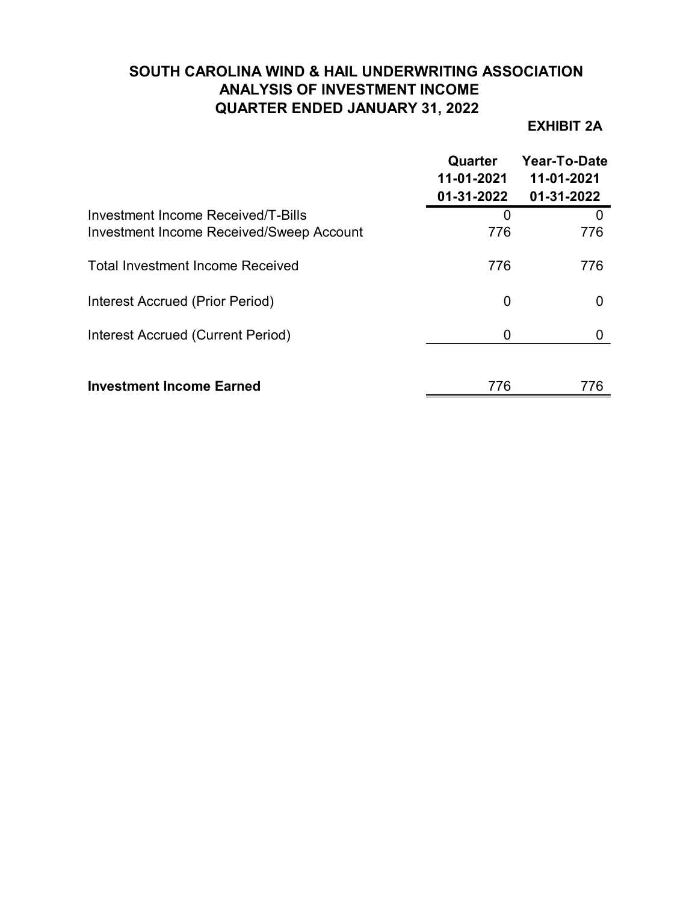# SOUTH CAROLINA WIND & HAIL UNDERWRITING ASSOCIATION
## ANALYSIS OF INVESTMENT INCOME
## QUARTER ENDED JANUARY 31, 2022

**EXHIBIT 2A**

| | Quarter 11-01-2021 01-31-2022 | Year-To-Date 11-01-2021 01-31-2022 |
|---|---|---|
| Investment Income Received/T-Bills | 0 | 0 |
| Investment Income Received/Sweep Account | 776 | 776 |
| Total Investment Income Received | 776 | 776 |
| Interest Accrued (Prior Period) | 0 | 0 |
| Interest Accrued (Current Period) | 0 | 0 |
| **Investment Income Earned** | 776 | 776 |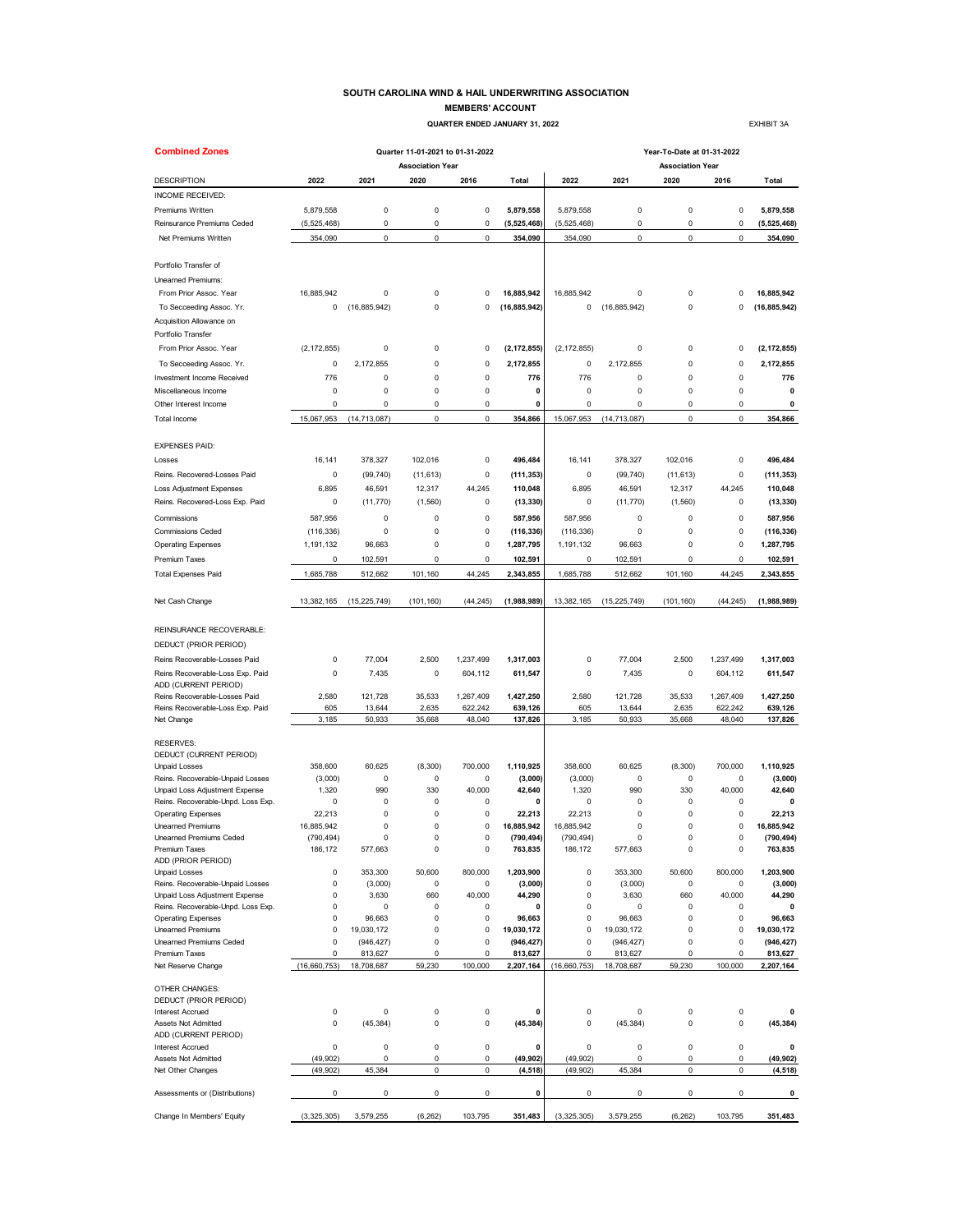# SOUTH CAROLINA WIND & HAIL UNDERWRITING ASSOCIATION

## MEMBERS' ACCOUNT

### QUARTER ENDED JANUARY 31, 2022

EXHIBIT 3A

**Combined Zones**

| | Quarter 11-01-2021 to 01-31-2022 | | | | | Year-To-Date at 01-31-2022 | | | | |
|---|---|---|---|---|---|---|---|---|---|---|
| | Association Year | | | | | Association Year | | | | |
| DESCRIPTION | 2022 | 2021 | 2020 | 2016 | Total | 2022 | 2021 | 2020 | 2016 | Total |
| INCOME RECEIVED: | | | | | | | | | | |
| Premiums Written | 5,879,558 | 0 | 0 | 0 | **5,879,558** | 5,879,558 | 0 | 0 | 0 | **5,879,558** |
| Reinsurance Premiums Ceded | (5,525,468) | 0 | 0 | 0 | **(5,525,468)** | (5,525,468) | 0 | 0 | 0 | **(5,525,468)** |
| Net Premiums Written | 354,090 | 0 | 0 | 0 | **354,090** | 354,090 | 0 | 0 | 0 | **354,090** |
| Portfolio Transfer of Unearned Premiums: | | | | | | | | | | |
| From Prior Assoc. Year | 16,885,942 | 0 | 0 | 0 | **16,885,942** | 16,885,942 | 0 | 0 | 0 | **16,885,942** |
| To Secceeding Assoc. Yr. | 0 | (16,885,942) | 0 | 0 | **(16,885,942)** | 0 | (16,885,942) | 0 | 0 | **(16,885,942)** |
| Acquisition Allowance on Portfolio Transfer | | | | | | | | | | |
| From Prior Assoc. Year | (2,172,855) | 0 | 0 | 0 | **(2,172,855)** | (2,172,855) | 0 | 0 | 0 | **(2,172,855)** |
| To Secceeding Assoc. Yr. | 0 | 2,172,855 | 0 | 0 | **2,172,855** | 0 | 2,172,855 | 0 | 0 | **2,172,855** |
| Investment Income Received | 776 | 0 | 0 | 0 | **776** | 776 | 0 | 0 | 0 | **776** |
| Miscellaneous Income | 0 | 0 | 0 | 0 | **0** | 0 | 0 | 0 | 0 | **0** |
| Other Interest Income | 0 | 0 | 0 | 0 | **0** | 0 | 0 | 0 | 0 | **0** |
| Total Income | 15,067,953 | (14,713,087) | 0 | 0 | **354,866** | 15,067,953 | (14,713,087) | 0 | 0 | **354,866** |
| EXPENSES PAID: | | | | | | | | | | |
| Losses | 16,141 | 378,327 | 102,016 | 0 | **496,484** | 16,141 | 378,327 | 102,016 | 0 | **496,484** |
| Reins. Recovered-Losses Paid | 0 | (99,740) | (11,613) | 0 | **(111,353)** | 0 | (99,740) | (11,613) | 0 | **(111,353)** |
| Loss Adjustment Expenses | 6,895 | 46,591 | 12,317 | 44,245 | **110,048** | 6,895 | 46,591 | 12,317 | 44,245 | **110,048** |
| Reins. Recovered-Loss Exp. Paid | 0 | (11,770) | (1,560) | 0 | **(13,330)** | 0 | (11,770) | (1,560) | 0 | **(13,330)** |
| Commissions | 587,956 | 0 | 0 | 0 | **587,956** | 587,956 | 0 | 0 | 0 | **587,956** |
| Commissions Ceded | (116,336) | 0 | 0 | 0 | **(116,336)** | (116,336) | 0 | 0 | 0 | **(116,336)** |
| Operating Expenses | 1,191,132 | 96,663 | 0 | 0 | **1,287,795** | 1,191,132 | 96,663 | 0 | 0 | **1,287,795** |
| Premium Taxes | 0 | 102,591 | 0 | 0 | **102,591** | 0 | 102,591 | 0 | 0 | **102,591** |
| Total Expenses Paid | 1,685,788 | 512,662 | 101,160 | 44,245 | **2,343,855** | 1,685,788 | 512,662 | 101,160 | 44,245 | **2,343,855** |
| Net Cash Change | 13,382,165 | (15,225,749) | (101,160) | (44,245) | **(1,988,989)** | 13,382,165 | (15,225,749) | (101,160) | (44,245) | **(1,988,989)** |
| REINSURANCE RECOVERABLE: | | | | | | | | | | |
| DEDUCT (PRIOR PERIOD) | | | | | | | | | | |
| Reins Recoverable-Losses Paid | 0 | 77,004 | 2,500 | 1,237,499 | **1,317,003** | 0 | 77,004 | 2,500 | 1,237,499 | **1,317,003** |
| Reins Recoverable-Loss Exp. Paid | 0 | 7,435 | 0 | 604,112 | **611,547** | 0 | 7,435 | 0 | 604,112 | **611,547** |
| ADD (CURRENT PERIOD) | | | | | | | | | | |
| Reins Recoverable-Losses Paid | 2,580 | 121,728 | 35,533 | 1,267,409 | **1,427,250** | 2,580 | 121,728 | 35,533 | 1,267,409 | **1,427,250** |
| Reins Recoverable-Loss Exp. Paid | 605 | 13,644 | 2,635 | 622,242 | **639,126** | 605 | 13,644 | 2,635 | 622,242 | **639,126** |
| Net Change | 3,185 | 50,933 | 35,668 | 48,040 | **137,826** | 3,185 | 50,933 | 35,668 | 48,040 | **137,826** |
| RESERVES: | | | | | | | | | | |
| DEDUCT (CURRENT PERIOD) | | | | | | | | | | |
| Unpaid Losses | 358,600 | 60,625 | (8,300) | 700,000 | **1,110,925** | 358,600 | 60,625 | (8,300) | 700,000 | **1,110,925** |
| Reins. Recoverable-Unpaid Losses | (3,000) | 0 | 0 | 0 | **(3,000)** | (3,000) | 0 | 0 | 0 | **(3,000)** |
| Unpaid Loss Adjustment Expense | 1,320 | 990 | 330 | 40,000 | **42,640** | 1,320 | 990 | 330 | 40,000 | **42,640** |
| Reins. Recoverable-Unpd. Loss Exp. | 0 | 0 | 0 | 0 | **0** | 0 | 0 | 0 | 0 | **0** |
| Operating Expenses | 22,213 | 0 | 0 | 0 | **22,213** | 22,213 | 0 | 0 | 0 | **22,213** |
| Unearned Premiums | 16,885,942 | 0 | 0 | 0 | **16,885,942** | 16,885,942 | 0 | 0 | 0 | **16,885,942** |
| Unearned Premiums Ceded | (790,494) | 0 | 0 | 0 | **(790,494)** | (790,494) | 0 | 0 | 0 | **(790,494)** |
| Premium Taxes | 186,172 | 577,663 | 0 | 0 | **763,835** | 186,172 | 577,663 | 0 | 0 | **763,835** |
| ADD (PRIOR PERIOD) | | | | | | | | | | |
| Unpaid Losses | 0 | 353,300 | 50,600 | 800,000 | **1,203,900** | 0 | 353,300 | 50,600 | 800,000 | **1,203,900** |
| Reins. Recoverable-Unpaid Losses | 0 | (3,000) | 0 | 0 | **(3,000)** | 0 | (3,000) | 0 | 0 | **(3,000)** |
| Unpaid Loss Adjustment Expense | 0 | 3,630 | 660 | 40,000 | **44,290** | 0 | 3,630 | 660 | 40,000 | **44,290** |
| Reins. Recoverable-Unpd. Loss Exp. | 0 | 0 | 0 | 0 | **0** | 0 | 0 | 0 | 0 | **0** |
| Operating Expenses | 0 | 96,663 | 0 | 0 | **96,663** | 0 | 96,663 | 0 | 0 | **96,663** |
| Unearned Premiums | 0 | 19,030,172 | 0 | 0 | **19,030,172** | 0 | 19,030,172 | 0 | 0 | **19,030,172** |
| Unearned Premiums Ceded | 0 | (946,427) | 0 | 0 | **(946,427)** | 0 | (946,427) | 0 | 0 | **(946,427)** |
| Premium Taxes | 0 | 813,627 | 0 | 0 | **813,627** | 0 | 813,627 | 0 | 0 | **813,627** |
| Net Reserve Change | (16,660,753) | 18,708,687 | 59,230 | 100,000 | **2,207,164** | (16,660,753) | 18,708,687 | 59,230 | 100,000 | **2,207,164** |
| OTHER CHANGES: | | | | | | | | | | |
| DEDUCT (PRIOR PERIOD) | | | | | | | | | | |
| Interest Accrued | 0 | 0 | 0 | 0 | **0** | 0 | 0 | 0 | 0 | **0** |
| Assets Not Admitted | 0 | (45,384) | 0 | 0 | **(45,384)** | 0 | (45,384) | 0 | 0 | **(45,384)** |
| ADD (CURRENT PERIOD) | | | | | | | | | | |
| Interest Accrued | 0 | 0 | 0 | 0 | **0** | 0 | 0 | 0 | 0 | **0** |
| Assets Not Admitted | (49,902) | 0 | 0 | 0 | **(49,902)** | (49,902) | 0 | 0 | 0 | **(49,902)** |
| Net Other Changes | (49,902) | 45,384 | 0 | 0 | **(4,518)** | (49,902) | 45,384 | 0 | 0 | **(4,518)** |
| Assessments or (Distributions) | 0 | 0 | 0 | 0 | **0** | 0 | 0 | 0 | 0 | **0** |
| Change In Members' Equity | (3,325,305) | 3,579,255 | (6,262) | 103,795 | **351,483** | (3,325,305) | 3,579,255 | (6,262) | 103,795 | **351,483** |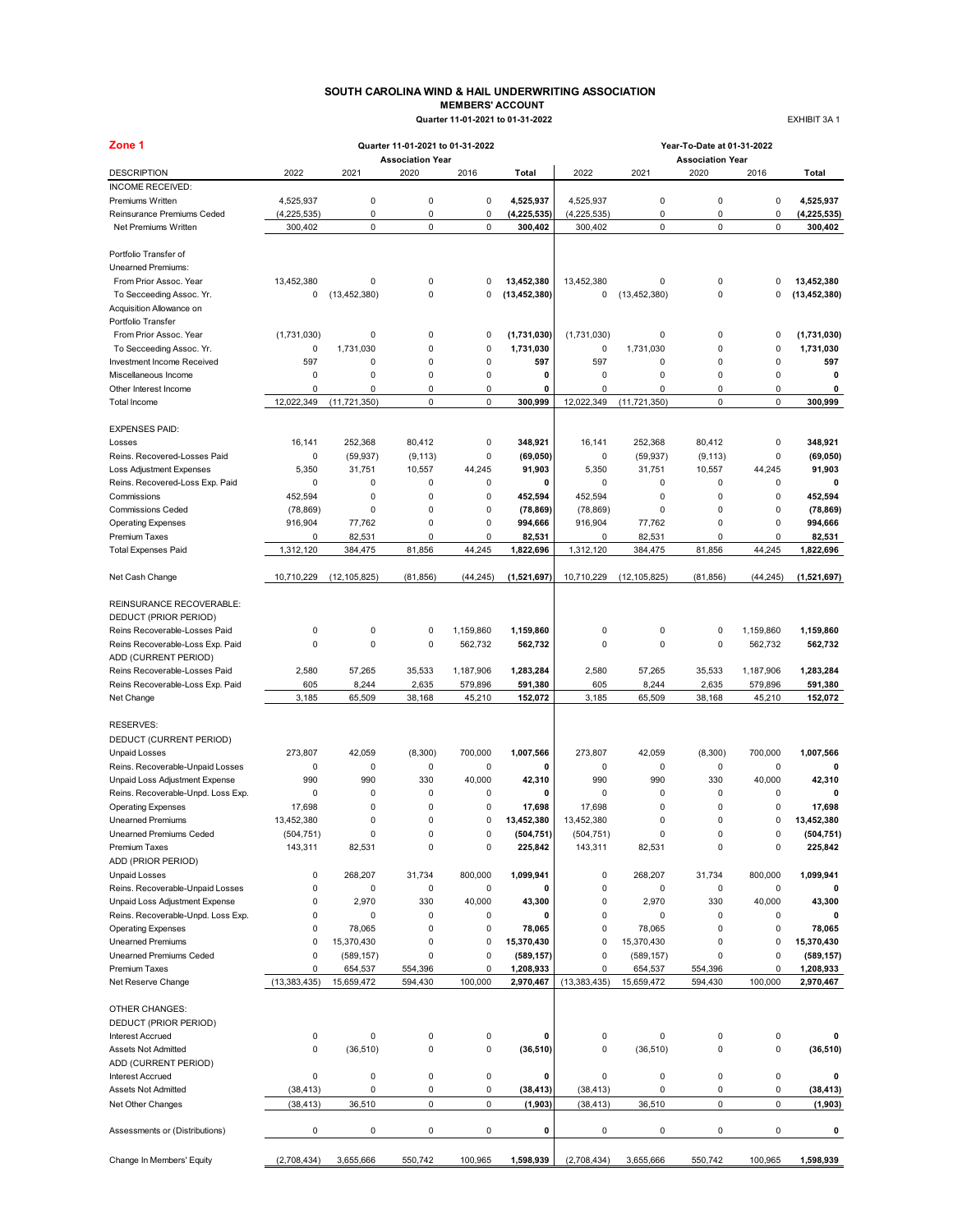# SOUTH CAROLINA WIND & HAIL UNDERWRITING ASSOCIATION

## MEMBERS' ACCOUNT

**Quarter 11-01-2021 to 01-31-2022**

EXHIBIT 3A 1

**Zone 1**

| | Quarter 11-01-2021 to 01-31-2022 | | | | | Year-To-Date at 01-31-2022 | | | | |
|---|---|---|---|---|---|---|---|---|---|---|
| | Association Year | | | | | Association Year | | | | |
| DESCRIPTION | 2022 | 2021 | 2020 | 2016 | Total | 2022 | 2021 | 2020 | 2016 | Total |
| INCOME RECEIVED: | | | | | | | | | | |
| Premiums Written | 4,525,937 | 0 | 0 | 0 | **4,525,937** | 4,525,937 | 0 | 0 | 0 | **4,525,937** |
| Reinsurance Premiums Ceded | (4,225,535) | 0 | 0 | 0 | **(4,225,535)** | (4,225,535) | 0 | 0 | 0 | **(4,225,535)** |
| Net Premiums Written | 300,402 | 0 | 0 | 0 | **300,402** | 300,402 | 0 | 0 | 0 | **300,402** |
| Portfolio Transfer of | | | | | | | | | | |
| Unearned Premiums: | | | | | | | | | | |
| From Prior Assoc. Year | 13,452,380 | 0 | 0 | 0 | **13,452,380** | 13,452,380 | 0 | 0 | 0 | **13,452,380** |
| To Secceeding Assoc. Yr. | 0 | (13,452,380) | 0 | 0 | **(13,452,380)** | 0 | (13,452,380) | 0 | 0 | **(13,452,380)** |
| Acquisition Allowance on | | | | | | | | | | |
| Portfolio Transfer | | | | | | | | | | |
| From Prior Assoc. Year | (1,731,030) | 0 | 0 | 0 | **(1,731,030)** | (1,731,030) | 0 | 0 | 0 | **(1,731,030)** |
| To Secceeding Assoc. Yr. | 0 | 1,731,030 | 0 | 0 | **1,731,030** | 0 | 1,731,030 | 0 | 0 | **1,731,030** |
| Investment Income Received | 597 | 0 | 0 | 0 | **597** | 597 | 0 | 0 | 0 | **597** |
| Miscellaneous Income | 0 | 0 | 0 | 0 | **0** | 0 | 0 | 0 | 0 | **0** |
| Other Interest Income | 0 | 0 | 0 | 0 | **0** | 0 | 0 | 0 | 0 | **0** |
| Total Income | 12,022,349 | (11,721,350) | 0 | 0 | **300,999** | 12,022,349 | (11,721,350) | 0 | 0 | **300,999** |
| EXPENSES PAID: | | | | | | | | | | |
| Losses | 16,141 | 252,368 | 80,412 | 0 | **348,921** | 16,141 | 252,368 | 80,412 | 0 | **348,921** |
| Reins. Recovered-Losses Paid | 0 | (59,937) | (9,113) | 0 | **(69,050)** | 0 | (59,937) | (9,113) | 0 | **(69,050)** |
| Loss Adjustment Expenses | 5,350 | 31,751 | 10,557 | 44,245 | **91,903** | 5,350 | 31,751 | 10,557 | 44,245 | **91,903** |
| Reins. Recovered-Loss Exp. Paid | 0 | 0 | 0 | 0 | **0** | 0 | 0 | 0 | 0 | **0** |
| Commissions | 452,594 | 0 | 0 | 0 | **452,594** | 452,594 | 0 | 0 | 0 | **452,594** |
| Commissions Ceded | (78,869) | 0 | 0 | 0 | **(78,869)** | (78,869) | 0 | 0 | 0 | **(78,869)** |
| Operating Expenses | 916,904 | 77,762 | 0 | 0 | **994,666** | 916,904 | 77,762 | 0 | 0 | **994,666** |
| Premium Taxes | 0 | 82,531 | 0 | 0 | **82,531** | 0 | 82,531 | 0 | 0 | **82,531** |
| Total Expenses Paid | 1,312,120 | 384,475 | 81,856 | 44,245 | **1,822,696** | 1,312,120 | 384,475 | 81,856 | 44,245 | **1,822,696** |
| Net Cash Change | 10,710,229 | (12,105,825) | (81,856) | (44,245) | **(1,521,697)** | 10,710,229 | (12,105,825) | (81,856) | (44,245) | **(1,521,697)** |
| REINSURANCE RECOVERABLE: | | | | | | | | | | |
| DEDUCT (PRIOR PERIOD) | | | | | | | | | | |
| Reins Recoverable-Losses Paid | 0 | 0 | 0 | 1,159,860 | **1,159,860** | 0 | 0 | 0 | 1,159,860 | **1,159,860** |
| Reins Recoverable-Loss Exp. Paid | 0 | 0 | 0 | 562,732 | **562,732** | 0 | 0 | 0 | 562,732 | **562,732** |
| ADD (CURRENT PERIOD) | | | | | | | | | | |
| Reins Recoverable-Losses Paid | 2,580 | 57,265 | 35,533 | 1,187,906 | **1,283,284** | 2,580 | 57,265 | 35,533 | 1,187,906 | **1,283,284** |
| Reins Recoverable-Loss Exp. Paid | 605 | 8,244 | 2,635 | 579,896 | **591,380** | 605 | 8,244 | 2,635 | 579,896 | **591,380** |
| Net Change | 3,185 | 65,509 | 38,168 | 45,210 | **152,072** | 3,185 | 65,509 | 38,168 | 45,210 | **152,072** |
| RESERVES: | | | | | | | | | | |
| DEDUCT (CURRENT PERIOD) | | | | | | | | | | |
| Unpaid Losses | 273,807 | 42,059 | (8,300) | 700,000 | **1,007,566** | 273,807 | 42,059 | (8,300) | 700,000 | **1,007,566** |
| Reins. Recoverable-Unpaid Losses | 0 | 0 | 0 | 0 | **0** | 0 | 0 | 0 | 0 | **0** |
| Unpaid Loss Adjustment Expense | 990 | 990 | 330 | 40,000 | **42,310** | 990 | 990 | 330 | 40,000 | **42,310** |
| Reins. Recoverable-Unpd. Loss Exp. | 0 | 0 | 0 | 0 | **0** | 0 | 0 | 0 | 0 | **0** |
| Operating Expenses | 17,698 | 0 | 0 | 0 | **17,698** | 17,698 | 0 | 0 | 0 | **17,698** |
| Unearned Premiums | 13,452,380 | 0 | 0 | 0 | **13,452,380** | 13,452,380 | 0 | 0 | 0 | **13,452,380** |
| Unearned Premiums Ceded | (504,751) | 0 | 0 | 0 | **(504,751)** | (504,751) | 0 | 0 | 0 | **(504,751)** |
| Premium Taxes | 143,311 | 82,531 | 0 | 0 | **225,842** | 143,311 | 82,531 | 0 | 0 | **225,842** |
| ADD (PRIOR PERIOD) | | | | | | | | | | |
| Unpaid Losses | 0 | 268,207 | 31,734 | 800,000 | **1,099,941** | 0 | 268,207 | 31,734 | 800,000 | **1,099,941** |
| Reins. Recoverable-Unpaid Losses | 0 | 0 | 0 | 0 | **0** | 0 | 0 | 0 | 0 | **0** |
| Unpaid Loss Adjustment Expense | 0 | 2,970 | 330 | 40,000 | **43,300** | 0 | 2,970 | 330 | 40,000 | **43,300** |
| Reins. Recoverable-Unpd. Loss Exp. | 0 | 0 | 0 | 0 | **0** | 0 | 0 | 0 | 0 | **0** |
| Operating Expenses | 0 | 78,065 | 0 | 0 | **78,065** | 0 | 78,065 | 0 | 0 | **78,065** |
| Unearned Premiums | 0 | 15,370,430 | 0 | 0 | **15,370,430** | 0 | 15,370,430 | 0 | 0 | **15,370,430** |
| Unearned Premiums Ceded | 0 | (589,157) | 0 | 0 | **(589,157)** | 0 | (589,157) | 0 | 0 | **(589,157)** |
| Premium Taxes | 0 | 654,537 | 554,396 | 0 | **1,208,933** | 0 | 654,537 | 554,396 | 0 | **1,208,933** |
| Net Reserve Change | (13,383,435) | 15,659,472 | 594,430 | 100,000 | **2,970,467** | (13,383,435) | 15,659,472 | 594,430 | 100,000 | **2,970,467** |
| OTHER CHANGES: | | | | | | | | | | |
| DEDUCT (PRIOR PERIOD) | | | | | | | | | | |
| Interest Accrued | 0 | 0 | 0 | 0 | **0** | 0 | 0 | 0 | 0 | **0** |
| Assets Not Admitted | 0 | (36,510) | 0 | 0 | **(36,510)** | 0 | (36,510) | 0 | 0 | **(36,510)** |
| ADD (CURRENT PERIOD) | | | | | | | | | | |
| Interest Accrued | 0 | 0 | 0 | 0 | **0** | 0 | 0 | 0 | 0 | **0** |
| Assets Not Admitted | (38,413) | 0 | 0 | 0 | **(38,413)** | (38,413) | 0 | 0 | 0 | **(38,413)** |
| Net Other Changes | (38,413) | 36,510 | 0 | 0 | **(1,903)** | (38,413) | 36,510 | 0 | 0 | **(1,903)** |
| Assessments or (Distributions) | 0 | 0 | 0 | 0 | **0** | 0 | 0 | 0 | 0 | **0** |
| Change In Members' Equity | (2,708,434) | 3,655,666 | 550,742 | 100,965 | **1,598,939** | (2,708,434) | 3,655,666 | 550,742 | 100,965 | **1,598,939** |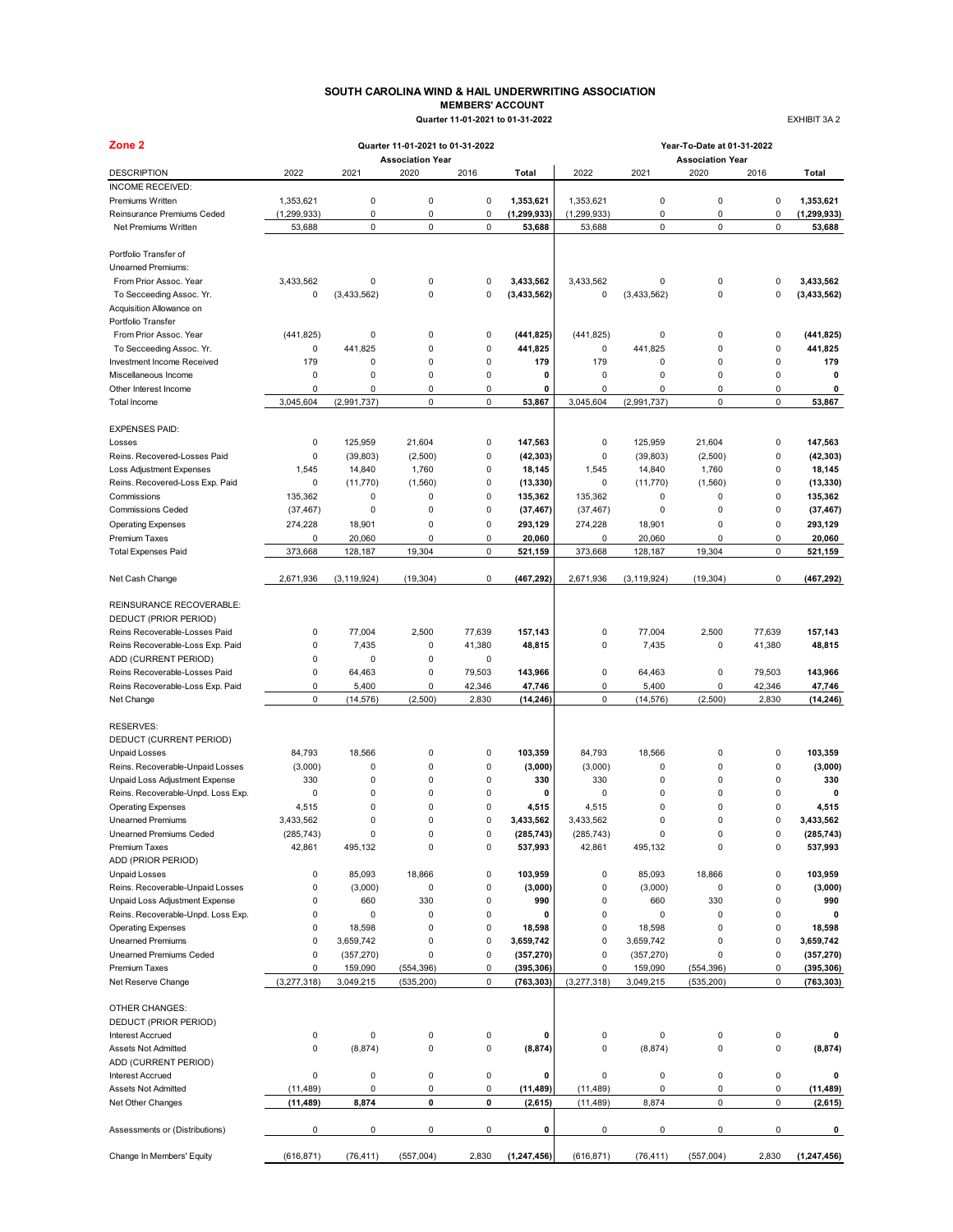# SOUTH CAROLINA WIND & HAIL UNDERWRITING ASSOCIATION

## MEMBERS' ACCOUNT

### Quarter 11-01-2021 to 01-31-2022

EXHIBIT 3A 2

**Zone 2**

| | Quarter 11-01-2021 to 01-31-2022 | | | | | Year-To-Date at 01-31-2022 | | | | |
|---|---|---|---|---|---|---|---|---|---|---|
| | Association Year | | | | | Association Year | | | | |
| DESCRIPTION | 2022 | 2021 | 2020 | 2016 | **Total** | 2022 | 2021 | 2020 | 2016 | **Total** |
| INCOME RECEIVED: | | | | | | | | | | |
| Premiums Written | 1,353,621 | 0 | 0 | 0 | **1,353,621** | 1,353,621 | 0 | 0 | 0 | **1,353,621** |
| Reinsurance Premiums Ceded | (1,299,933) | 0 | 0 | 0 | **(1,299,933)** | (1,299,933) | 0 | 0 | 0 | **(1,299,933)** |
| Net Premiums Written | 53,688 | 0 | 0 | 0 | **53,688** | 53,688 | 0 | 0 | 0 | **53,688** |
| Portfolio Transfer of | | | | | | | | | | |
| Unearned Premiums: | | | | | | | | | | |
| From Prior Assoc. Year | 3,433,562 | 0 | 0 | 0 | **3,433,562** | 3,433,562 | 0 | 0 | 0 | **3,433,562** |
| To Secceeding Assoc. Yr. | 0 | (3,433,562) | 0 | 0 | **(3,433,562)** | 0 | (3,433,562) | 0 | 0 | **(3,433,562)** |
| Acquisition Allowance on | | | | | | | | | | |
| Portfolio Transfer | | | | | | | | | | |
| From Prior Assoc. Year | (441,825) | 0 | 0 | 0 | **(441,825)** | (441,825) | 0 | 0 | 0 | **(441,825)** |
| To Secceeding Assoc. Yr. | 0 | 441,825 | 0 | 0 | **441,825** | 0 | 441,825 | 0 | 0 | **441,825** |
| Investment Income Received | 179 | 0 | 0 | 0 | **179** | 179 | 0 | 0 | 0 | **179** |
| Miscellaneous Income | 0 | 0 | 0 | 0 | **0** | 0 | 0 | 0 | 0 | **0** |
| Other Interest Income | 0 | 0 | 0 | 0 | **0** | 0 | 0 | 0 | 0 | **0** |
| Total Income | 3,045,604 | (2,991,737) | 0 | 0 | **53,867** | 3,045,604 | (2,991,737) | 0 | 0 | **53,867** |
| EXPENSES PAID: | | | | | | | | | | |
| Losses | 0 | 125,959 | 21,604 | 0 | **147,563** | 0 | 125,959 | 21,604 | 0 | **147,563** |
| Reins. Recovered-Losses Paid | 0 | (39,803) | (2,500) | 0 | **(42,303)** | 0 | (39,803) | (2,500) | 0 | **(42,303)** |
| Loss Adjustment Expenses | 1,545 | 14,840 | 1,760 | 0 | **18,145** | 1,545 | 14,840 | 1,760 | 0 | **18,145** |
| Reins. Recovered-Loss Exp. Paid | 0 | (11,770) | (1,560) | 0 | **(13,330)** | 0 | (11,770) | (1,560) | 0 | **(13,330)** |
| Commissions | 135,362 | 0 | 0 | 0 | **135,362** | 135,362 | 0 | 0 | 0 | **135,362** |
| Commissions Ceded | (37,467) | 0 | 0 | 0 | **(37,467)** | (37,467) | 0 | 0 | 0 | **(37,467)** |
| Operating Expenses | 274,228 | 18,901 | 0 | 0 | **293,129** | 274,228 | 18,901 | 0 | 0 | **293,129** |
| Premium Taxes | 0 | 20,060 | 0 | 0 | **20,060** | 0 | 20,060 | 0 | 0 | **20,060** |
| Total Expenses Paid | 373,668 | 128,187 | 19,304 | 0 | **521,159** | 373,668 | 128,187 | 19,304 | 0 | **521,159** |
| Net Cash Change | 2,671,936 | (3,119,924) | (19,304) | 0 | **(467,292)** | 2,671,936 | (3,119,924) | (19,304) | 0 | **(467,292)** |
| REINSURANCE RECOVERABLE: | | | | | | | | | | |
| DEDUCT (PRIOR PERIOD) | | | | | | | | | | |
| Reins Recoverable-Losses Paid | 0 | 77,004 | 2,500 | 77,639 | **157,143** | 0 | 77,004 | 2,500 | 77,639 | **157,143** |
| Reins Recoverable-Loss Exp. Paid | 0 | 7,435 | 0 | 41,380 | **48,815** | 0 | 7,435 | 0 | 41,380 | **48,815** |
| ADD (CURRENT PERIOD) | 0 | 0 | 0 | 0 | | | | | | |
| Reins Recoverable-Losses Paid | 0 | 64,463 | 0 | 79,503 | **143,966** | 0 | 64,463 | 0 | 79,503 | **143,966** |
| Reins Recoverable-Loss Exp. Paid | 0 | 5,400 | 0 | 42,346 | **47,746** | 0 | 5,400 | 0 | 42,346 | **47,746** |
| Net Change | 0 | (14,576) | (2,500) | 2,830 | **(14,246)** | 0 | (14,576) | (2,500) | 2,830 | **(14,246)** |
| RESERVES: | | | | | | | | | | |
| DEDUCT (CURRENT PERIOD) | | | | | | | | | | |
| Unpaid Losses | 84,793 | 18,566 | 0 | 0 | **103,359** | 84,793 | 18,566 | 0 | 0 | **103,359** |
| Reins. Recoverable-Unpaid Losses | (3,000) | 0 | 0 | 0 | **(3,000)** | (3,000) | 0 | 0 | 0 | **(3,000)** |
| Unpaid Loss Adjustment Expense | 330 | 0 | 0 | 0 | **330** | 330 | 0 | 0 | 0 | **330** |
| Reins. Recoverable-Unpd. Loss Exp. | 0 | 0 | 0 | 0 | **0** | 0 | 0 | 0 | 0 | **0** |
| Operating Expenses | 4,515 | 0 | 0 | 0 | **4,515** | 4,515 | 0 | 0 | 0 | **4,515** |
| Unearned Premiums | 3,433,562 | 0 | 0 | 0 | **3,433,562** | 3,433,562 | 0 | 0 | 0 | **3,433,562** |
| Unearned Premiums Ceded | (285,743) | 0 | 0 | 0 | **(285,743)** | (285,743) | 0 | 0 | 0 | **(285,743)** |
| Premium Taxes | 42,861 | 495,132 | 0 | 0 | **537,993** | 42,861 | 495,132 | 0 | 0 | **537,993** |
| ADD (PRIOR PERIOD) | | | | | | | | | | |
| Unpaid Losses | 0 | 85,093 | 18,866 | 0 | **103,959** | 0 | 85,093 | 18,866 | 0 | **103,959** |
| Reins. Recoverable-Unpaid Losses | 0 | (3,000) | 0 | 0 | **(3,000)** | 0 | (3,000) | 0 | 0 | **(3,000)** |
| Unpaid Loss Adjustment Expense | 0 | 660 | 330 | 0 | **990** | 0 | 660 | 330 | 0 | **990** |
| Reins. Recoverable-Unpd. Loss Exp. | 0 | 0 | 0 | 0 | **0** | 0 | 0 | 0 | 0 | **0** |
| Operating Expenses | 0 | 18,598 | 0 | 0 | **18,598** | 0 | 18,598 | 0 | 0 | **18,598** |
| Unearned Premiums | 0 | 3,659,742 | 0 | 0 | **3,659,742** | 0 | 3,659,742 | 0 | 0 | **3,659,742** |
| Unearned Premiums Ceded | 0 | (357,270) | 0 | 0 | **(357,270)** | 0 | (357,270) | 0 | 0 | **(357,270)** |
| Premium Taxes | 0 | 159,090 | (554,396) | 0 | **(395,306)** | 0 | 159,090 | (554,396) | 0 | **(395,306)** |
| Net Reserve Change | (3,277,318) | 3,049,215 | (535,200) | 0 | **(763,303)** | (3,277,318) | 3,049,215 | (535,200) | 0 | **(763,303)** |
| OTHER CHANGES: | | | | | | | | | | |
| DEDUCT (PRIOR PERIOD) | | | | | | | | | | |
| Interest Accrued | 0 | 0 | 0 | 0 | **0** | 0 | 0 | 0 | 0 | **0** |
| Assets Not Admitted | 0 | (8,874) | 0 | 0 | **(8,874)** | 0 | (8,874) | 0 | 0 | **(8,874)** |
| ADD (CURRENT PERIOD) | | | | | | | | | | |
| Interest Accrued | 0 | 0 | 0 | 0 | **0** | 0 | 0 | 0 | 0 | **0** |
| Assets Not Admitted | (11,489) | 0 | 0 | 0 | **(11,489)** | (11,489) | 0 | 0 | 0 | **(11,489)** |
| Net Other Changes | **(11,489)** | **8,874** | **0** | **0** | **(2,615)** | (11,489) | 8,874 | 0 | 0 | **(2,615)** |
| Assessments or (Distributions) | 0 | 0 | 0 | 0 | **0** | 0 | 0 | 0 | 0 | **0** |
| Change In Members' Equity | (616,871) | (76,411) | (557,004) | 2,830 | **(1,247,456)** | (616,871) | (76,411) | (557,004) | 2,830 | **(1,247,456)** |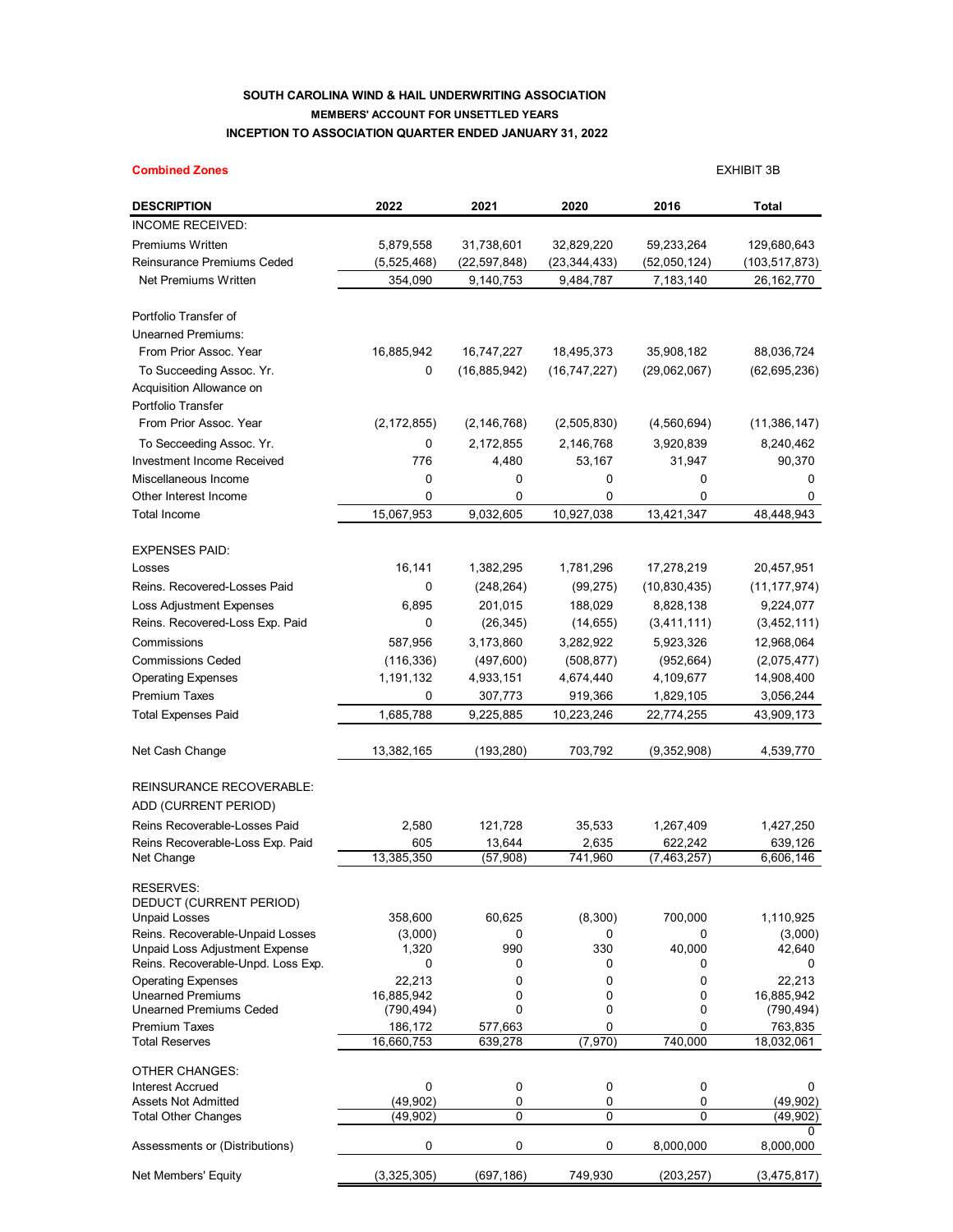**SOUTH CAROLINA WIND & HAIL UNDERWRITING ASSOCIATION**

**MEMBERS' ACCOUNT FOR UNSETTLED YEARS**

**INCEPTION TO ASSOCIATION QUARTER ENDED JANUARY 31, 2022**

**Combined Zones**

EXHIBIT 3B

| DESCRIPTION | 2022 | 2021 | 2020 | 2016 | Total |
|---|---|---|---|---|---|
| INCOME RECEIVED: | | | | | |
| Premiums Written | 5,879,558 | 31,738,601 | 32,829,220 | 59,233,264 | 129,680,643 |
| Reinsurance Premiums Ceded | (5,525,468) | (22,597,848) | (23,344,433) | (52,050,124) | (103,517,873) |
| Net Premiums Written | 354,090 | 9,140,753 | 9,484,787 | 7,183,140 | 26,162,770 |
| Portfolio Transfer of | | | | | |
| Unearned Premiums: | | | | | |
| From Prior Assoc. Year | 16,885,942 | 16,747,227 | 18,495,373 | 35,908,182 | 88,036,724 |
| To Succeeding Assoc. Yr. | 0 | (16,885,942) | (16,747,227) | (29,062,067) | (62,695,236) |
| Acquisition Allowance on | | | | | |
| Portfolio Transfer | | | | | |
| From Prior Assoc. Year | (2,172,855) | (2,146,768) | (2,505,830) | (4,560,694) | (11,386,147) |
| To Secceeding Assoc. Yr. | 0 | 2,172,855 | 2,146,768 | 3,920,839 | 8,240,462 |
| Investment Income Received | 776 | 4,480 | 53,167 | 31,947 | 90,370 |
| Miscellaneous Income | 0 | 0 | 0 | 0 | 0 |
| Other Interest Income | 0 | 0 | 0 | 0 | 0 |
| Total Income | 15,067,953 | 9,032,605 | 10,927,038 | 13,421,347 | 48,448,943 |
| EXPENSES PAID: | | | | | |
| Losses | 16,141 | 1,382,295 | 1,781,296 | 17,278,219 | 20,457,951 |
| Reins. Recovered-Losses Paid | 0 | (248,264) | (99,275) | (10,830,435) | (11,177,974) |
| Loss Adjustment Expenses | 6,895 | 201,015 | 188,029 | 8,828,138 | 9,224,077 |
| Reins. Recovered-Loss Exp. Paid | 0 | (26,345) | (14,655) | (3,411,111) | (3,452,111) |
| Commissions | 587,956 | 3,173,860 | 3,282,922 | 5,923,326 | 12,968,064 |
| Commissions Ceded | (116,336) | (497,600) | (508,877) | (952,664) | (2,075,477) |
| Operating Expenses | 1,191,132 | 4,933,151 | 4,674,440 | 4,109,677 | 14,908,400 |
| Premium Taxes | 0 | 307,773 | 919,366 | 1,829,105 | 3,056,244 |
| Total Expenses Paid | 1,685,788 | 9,225,885 | 10,223,246 | 22,774,255 | 43,909,173 |
| Net Cash Change | 13,382,165 | (193,280) | 703,792 | (9,352,908) | 4,539,770 |
| REINSURANCE RECOVERABLE: | | | | | |
| ADD (CURRENT PERIOD) | | | | | |
| Reins Recoverable-Losses Paid | 2,580 | 121,728 | 35,533 | 1,267,409 | 1,427,250 |
| Reins Recoverable-Loss Exp. Paid | 605 | 13,644 | 2,635 | 622,242 | 639,126 |
| Net Change | 13,385,350 | (57,908) | 741,960 | (7,463,257) | 6,606,146 |
| RESERVES: | | | | | |
| DEDUCT (CURRENT PERIOD) | | | | | |
| Unpaid Losses | 358,600 | 60,625 | (8,300) | 700,000 | 1,110,925 |
| Reins. Recoverable-Unpaid Losses | (3,000) | 0 | 0 | 0 | (3,000) |
| Unpaid Loss Adjustment Expense | 1,320 | 990 | 330 | 40,000 | 42,640 |
| Reins. Recoverable-Unpd. Loss Exp. | 0 | 0 | 0 | 0 | 0 |
| Operating Expenses | 22,213 | 0 | 0 | 0 | 22,213 |
| Unearned Premiums | 16,885,942 | 0 | 0 | 0 | 16,885,942 |
| Unearned Premiums Ceded | (790,494) | 0 | 0 | 0 | (790,494) |
| Premium Taxes | 186,172 | 577,663 | 0 | 0 | 763,835 |
| Total Reserves | 16,660,753 | 639,278 | (7,970) | 740,000 | 18,032,061 |
| OTHER CHANGES: | | | | | |
| Interest Accrued | 0 | 0 | 0 | 0 | 0 |
| Assets Not Admitted | (49,902) | 0 | 0 | 0 | (49,902) |
| Total Other Changes | (49,902) | 0 | 0 | 0 | (49,902) |
| | | | | | 0 |
| Assessments or (Distributions) | 0 | 0 | 0 | 8,000,000 | 8,000,000 |
| Net Members' Equity | (3,325,305) | (697,186) | 749,930 | (203,257) | (3,475,817) |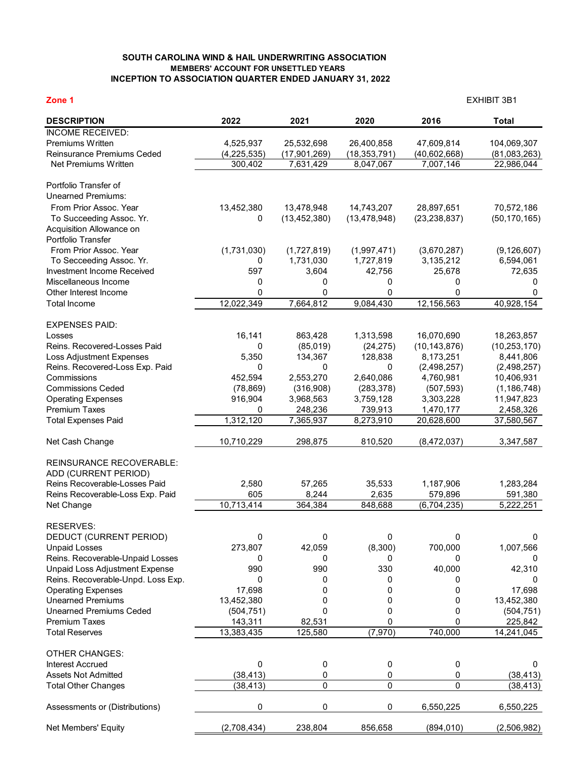## SOUTH CAROLINA WIND & HAIL UNDERWRITING ASSOCIATION
### MEMBERS' ACCOUNT FOR UNSETTLED YEARS
### INCEPTION TO ASSOCIATION QUARTER ENDED JANUARY 31, 2022

**Zone 1**

EXHIBIT 3B1

| DESCRIPTION | 2022 | 2021 | 2020 | 2016 | Total |
|---|---|---|---|---|---|
| INCOME RECEIVED: | | | | | |
| Premiums Written | 4,525,937 | 25,532,698 | 26,400,858 | 47,609,814 | 104,069,307 |
| Reinsurance Premiums Ceded | (4,225,535) | (17,901,269) | (18,353,791) | (40,602,668) | (81,083,263) |
| Net Premiums Written | 300,402 | 7,631,429 | 8,047,067 | 7,007,146 | 22,986,044 |
| Portfolio Transfer of Unearned Premiums: | | | | | |
| From Prior Assoc. Year | 13,452,380 | 13,478,948 | 14,743,207 | 28,897,651 | 70,572,186 |
| To Succeeding Assoc. Yr. | 0 | (13,452,380) | (13,478,948) | (23,238,837) | (50,170,165) |
| Acquisition Allowance on Portfolio Transfer | | | | | |
| From Prior Assoc. Year | (1,731,030) | (1,727,819) | (1,997,471) | (3,670,287) | (9,126,607) |
| To Secceeding Assoc. Yr. | 0 | 1,731,030 | 1,727,819 | 3,135,212 | 6,594,061 |
| Investment Income Received | 597 | 3,604 | 42,756 | 25,678 | 72,635 |
| Miscellaneous Income | 0 | 0 | 0 | 0 | 0 |
| Other Interest Income | 0 | 0 | 0 | 0 | 0 |
| Total Income | 12,022,349 | 7,664,812 | 9,084,430 | 12,156,563 | 40,928,154 |
| EXPENSES PAID: | | | | | |
| Losses | 16,141 | 863,428 | 1,313,598 | 16,070,690 | 18,263,857 |
| Reins. Recovered-Losses Paid | 0 | (85,019) | (24,275) | (10,143,876) | (10,253,170) |
| Loss Adjustment Expenses | 5,350 | 134,367 | 128,838 | 8,173,251 | 8,441,806 |
| Reins. Recovered-Loss Exp. Paid | 0 | 0 | 0 | (2,498,257) | (2,498,257) |
| Commissions | 452,594 | 2,553,270 | 2,640,086 | 4,760,981 | 10,406,931 |
| Commissions Ceded | (78,869) | (316,908) | (283,378) | (507,593) | (1,186,748) |
| Operating Expenses | 916,904 | 3,968,563 | 3,759,128 | 3,303,228 | 11,947,823 |
| Premium Taxes | 0 | 248,236 | 739,913 | 1,470,177 | 2,458,326 |
| Total Expenses Paid | 1,312,120 | 7,365,937 | 8,273,910 | 20,628,600 | 37,580,567 |
| Net Cash Change | 10,710,229 | 298,875 | 810,520 | (8,472,037) | 3,347,587 |
| REINSURANCE RECOVERABLE: ADD (CURRENT PERIOD) | | | | | |
| Reins Recoverable-Losses Paid | 2,580 | 57,265 | 35,533 | 1,187,906 | 1,283,284 |
| Reins Recoverable-Loss Exp. Paid | 605 | 8,244 | 2,635 | 579,896 | 591,380 |
| Net Change | 10,713,414 | 364,384 | 848,688 | (6,704,235) | 5,222,251 |
| RESERVES: | | | | | |
| DEDUCT (CURRENT PERIOD) | 0 | 0 | 0 | 0 | 0 |
| Unpaid Losses | 273,807 | 42,059 | (8,300) | 700,000 | 1,007,566 |
| Reins. Recoverable-Unpaid Losses | 0 | 0 | 0 | 0 | 0 |
| Unpaid Loss Adjustment Expense | 990 | 990 | 330 | 40,000 | 42,310 |
| Reins. Recoverable-Unpd. Loss Exp. | 0 | 0 | 0 | 0 | 0 |
| Operating Expenses | 17,698 | 0 | 0 | 0 | 17,698 |
| Unearned Premiums | 13,452,380 | 0 | 0 | 0 | 13,452,380 |
| Unearned Premiums Ceded | (504,751) | 0 | 0 | 0 | (504,751) |
| Premium Taxes | 143,311 | 82,531 | 0 | 0 | 225,842 |
| Total Reserves | 13,383,435 | 125,580 | (7,970) | 740,000 | 14,241,045 |
| OTHER CHANGES: | | | | | |
| Interest Accrued | 0 | 0 | 0 | 0 | 0 |
| Assets Not Admitted | (38,413) | 0 | 0 | 0 | (38,413) |
| Total Other Changes | (38,413) | 0 | 0 | 0 | (38,413) |
| Assessments or (Distributions) | 0 | 0 | 0 | 6,550,225 | 6,550,225 |
| Net Members' Equity | (2,708,434) | 238,804 | 856,658 | (894,010) | (2,506,982) |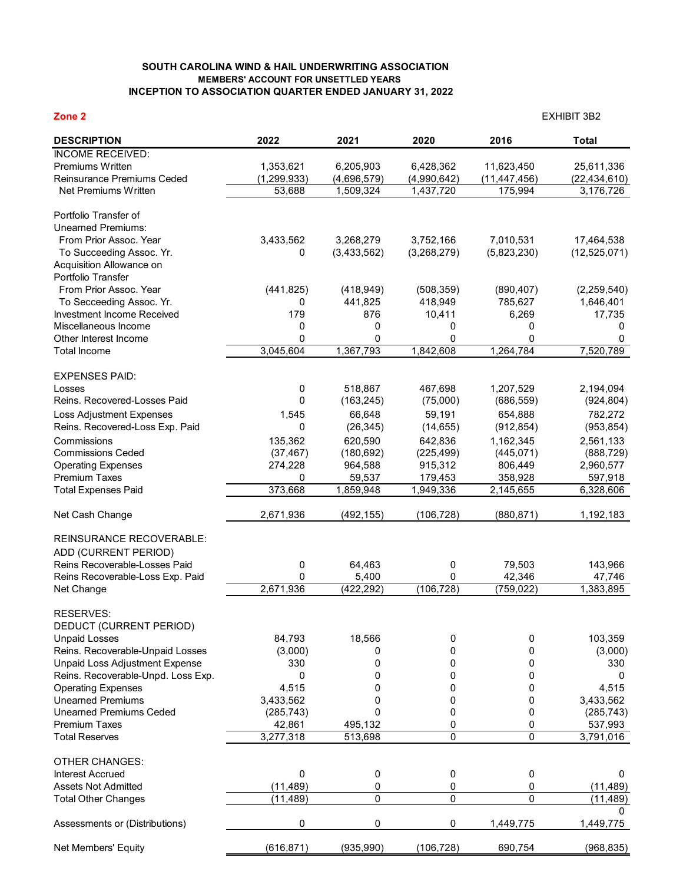**SOUTH CAROLINA WIND & HAIL UNDERWRITING ASSOCIATION**
**MEMBERS' ACCOUNT FOR UNSETTLED YEARS**
**INCEPTION TO ASSOCIATION QUARTER ENDED JANUARY 31, 2022**

**Zone 2**

EXHIBIT 3B2

| DESCRIPTION | 2022 | 2021 | 2020 | 2016 | Total |
|---|---|---|---|---|---|
| INCOME RECEIVED: | | | | | |
| Premiums Written | 1,353,621 | 6,205,903 | 6,428,362 | 11,623,450 | 25,611,336 |
| Reinsurance Premiums Ceded | (1,299,933) | (4,696,579) | (4,990,642) | (11,447,456) | (22,434,610) |
| Net Premiums Written | 53,688 | 1,509,324 | 1,437,720 | 175,994 | 3,176,726 |
| | | | | | |
| Portfolio Transfer of Unearned Premiums: | | | | | |
| From Prior Assoc. Year | 3,433,562 | 3,268,279 | 3,752,166 | 7,010,531 | 17,464,538 |
| To Succeeding Assoc. Yr. | 0 | (3,433,562) | (3,268,279) | (5,823,230) | (12,525,071) |
| Acquisition Allowance on Portfolio Transfer | | | | | |
| From Prior Assoc. Year | (441,825) | (418,949) | (508,359) | (890,407) | (2,259,540) |
| To Secceeding Assoc. Yr. | 0 | 441,825 | 418,949 | 785,627 | 1,646,401 |
| Investment Income Received | 179 | 876 | 10,411 | 6,269 | 17,735 |
| Miscellaneous Income | 0 | 0 | 0 | 0 | 0 |
| Other Interest Income | 0 | 0 | 0 | 0 | 0 |
| Total Income | 3,045,604 | 1,367,793 | 1,842,608 | 1,264,784 | 7,520,789 |
| | | | | | |
| EXPENSES PAID: | | | | | |
| Losses | 0 | 518,867 | 467,698 | 1,207,529 | 2,194,094 |
| Reins. Recovered-Losses Paid | 0 | (163,245) | (75,000) | (686,559) | (924,804) |
| Loss Adjustment Expenses | 1,545 | 66,648 | 59,191 | 654,888 | 782,272 |
| Reins. Recovered-Loss Exp. Paid | 0 | (26,345) | (14,655) | (912,854) | (953,854) |
| Commissions | 135,362 | 620,590 | 642,836 | 1,162,345 | 2,561,133 |
| Commissions Ceded | (37,467) | (180,692) | (225,499) | (445,071) | (888,729) |
| Operating Expenses | 274,228 | 964,588 | 915,312 | 806,449 | 2,960,577 |
| Premium Taxes | 0 | 59,537 | 179,453 | 358,928 | 597,918 |
| Total Expenses Paid | 373,668 | 1,859,948 | 1,949,336 | 2,145,655 | 6,328,606 |
| | | | | | |
| Net Cash Change | 2,671,936 | (492,155) | (106,728) | (880,871) | 1,192,183 |
| | | | | | |
| REINSURANCE RECOVERABLE: | | | | | |
| ADD (CURRENT PERIOD) | | | | | |
| Reins Recoverable-Losses Paid | 0 | 64,463 | 0 | 79,503 | 143,966 |
| Reins Recoverable-Loss Exp. Paid | 0 | 5,400 | 0 | 42,346 | 47,746 |
| Net Change | 2,671,936 | (422,292) | (106,728) | (759,022) | 1,383,895 |
| | | | | | |
| RESERVES: | | | | | |
| DEDUCT (CURRENT PERIOD) | | | | | |
| Unpaid Losses | 84,793 | 18,566 | 0 | 0 | 103,359 |
| Reins. Recoverable-Unpaid Losses | (3,000) | 0 | 0 | 0 | (3,000) |
| Unpaid Loss Adjustment Expense | 330 | 0 | 0 | 0 | 330 |
| Reins. Recoverable-Unpd. Loss Exp. | 0 | 0 | 0 | 0 | 0 |
| Operating Expenses | 4,515 | 0 | 0 | 0 | 4,515 |
| Unearned Premiums | 3,433,562 | 0 | 0 | 0 | 3,433,562 |
| Unearned Premiums Ceded | (285,743) | 0 | 0 | 0 | (285,743) |
| Premium Taxes | 42,861 | 495,132 | 0 | 0 | 537,993 |
| Total Reserves | 3,277,318 | 513,698 | 0 | 0 | 3,791,016 |
| | | | | | |
| OTHER CHANGES: | | | | | |
| Interest Accrued | 0 | 0 | 0 | 0 | 0 |
| Assets Not Admitted | (11,489) | 0 | 0 | 0 | (11,489) |
| Total Other Changes | (11,489) | 0 | 0 | 0 | (11,489) |
| | | | | | 0 |
| Assessments or (Distributions) | 0 | 0 | 0 | 1,449,775 | 1,449,775 |
| | | | | | |
| Net Members' Equity | (616,871) | (935,990) | (106,728) | 690,754 | (968,835) |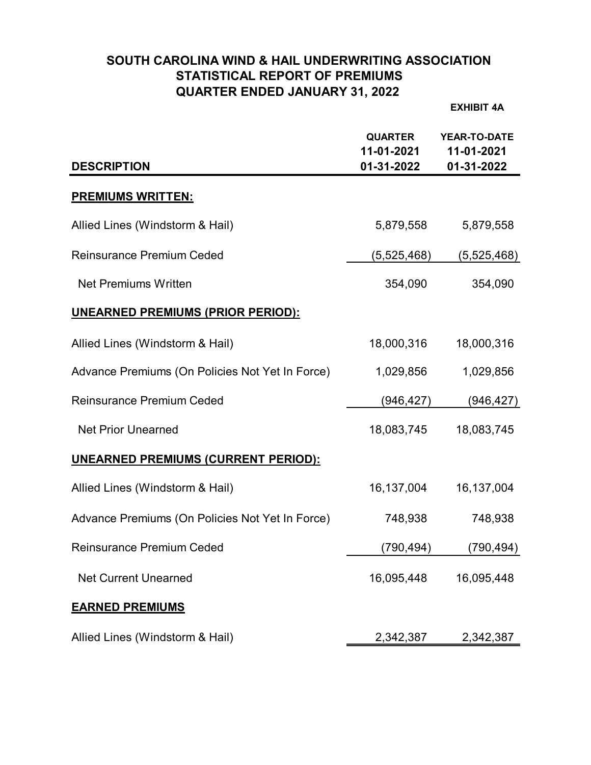# SOUTH CAROLINA WIND & HAIL UNDERWRITING ASSOCIATION
## STATISTICAL REPORT OF PREMIUMS
## QUARTER ENDED JANUARY 31, 2022

**EXHIBIT 4A**

| DESCRIPTION | QUARTER 11-01-2021 01-31-2022 | YEAR-TO-DATE 11-01-2021 01-31-2022 |
|---|---|---|
| **PREMIUMS WRITTEN:** | | |
| Allied Lines (Windstorm & Hail) | 5,879,558 | 5,879,558 |
| Reinsurance Premium Ceded | (5,525,468) | (5,525,468) |
| Net Premiums Written | 354,090 | 354,090 |
| **UNEARNED PREMIUMS (PRIOR PERIOD):** | | |
| Allied Lines (Windstorm & Hail) | 18,000,316 | 18,000,316 |
| Advance Premiums (On Policies Not Yet In Force) | 1,029,856 | 1,029,856 |
| Reinsurance Premium Ceded | (946,427) | (946,427) |
| Net Prior Unearned | 18,083,745 | 18,083,745 |
| **UNEARNED PREMIUMS (CURRENT PERIOD):** | | |
| Allied Lines (Windstorm & Hail) | 16,137,004 | 16,137,004 |
| Advance Premiums (On Policies Not Yet In Force) | 748,938 | 748,938 |
| Reinsurance Premium Ceded | (790,494) | (790,494) |
| Net Current Unearned | 16,095,448 | 16,095,448 |
| **EARNED PREMIUMS** | | |
| Allied Lines (Windstorm & Hail) | 2,342,387 | 2,342,387 |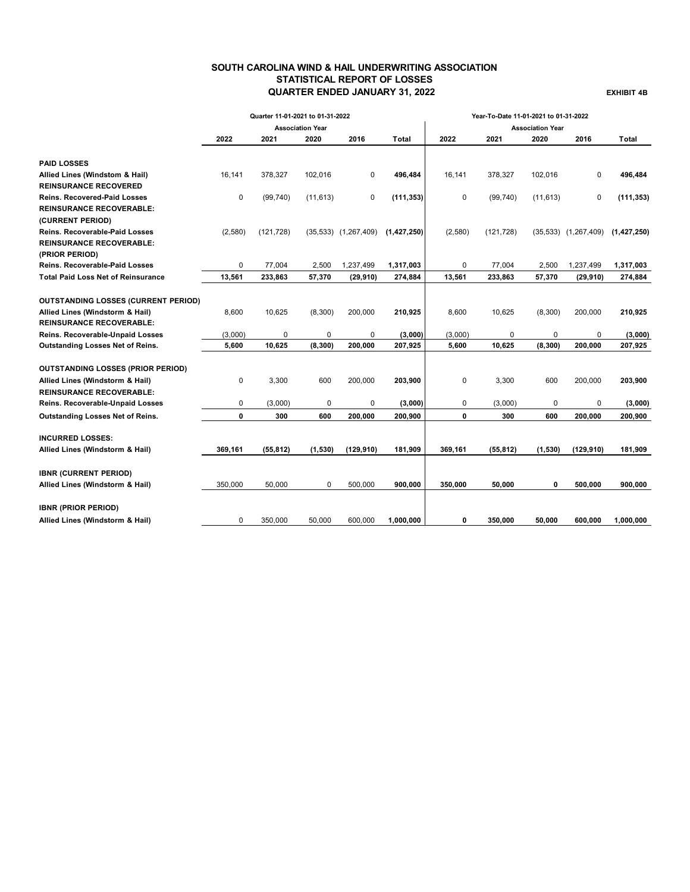# SOUTH CAROLINA WIND & HAIL UNDERWRITING ASSOCIATION
## STATISTICAL REPORT OF LOSSES
## QUARTER ENDED JANUARY 31, 2022

**EXHIBIT 4B**

| | Quarter 11-01-2021 to 01-31-2022 | | | | | Year-To-Date 11-01-2021 to 01-31-2022 | | | | |
|---|---|---|---|---|---|---|---|---|---|---|
| | Association Year | | | | | Association Year | | | | |
| | 2022 | 2021 | 2020 | 2016 | Total | 2022 | 2021 | 2020 | 2016 | Total |
| **PAID LOSSES** | | | | | | | | | | |
| **Allied Lines (Windstom & Hail)** | 16,141 | 378,327 | 102,016 | 0 | **496,484** | 16,141 | 378,327 | 102,016 | 0 | **496,484** |
| **REINSURANCE RECOVERED** | | | | | | | | | | |
| **Reins. Recovered-Paid Losses** | 0 | (99,740) | (11,613) | 0 | **(111,353)** | 0 | (99,740) | (11,613) | 0 | **(111,353)** |
| **REINSURANCE RECOVERABLE:** | | | | | | | | | | |
| **(CURRENT PERIOD)** | | | | | | | | | | |
| **Reins. Recoverable-Paid Losses** | (2,580) | (121,728) | (35,533) | (1,267,409) | **(1,427,250)** | (2,580) | (121,728) | (35,533) | (1,267,409) | **(1,427,250)** |
| **REINSURANCE RECOVERABLE:** | | | | | | | | | | |
| **(PRIOR PERIOD)** | | | | | | | | | | |
| **Reins. Recoverable-Paid Losses** | 0 | 77,004 | 2,500 | 1,237,499 | **1,317,003** | 0 | 77,004 | 2,500 | 1,237,499 | **1,317,003** |
| **Total Paid Loss Net of Reinsurance** | **13,561** | **233,863** | **57,370** | **(29,910)** | **274,884** | **13,561** | **233,863** | **57,370** | **(29,910)** | **274,884** |
| **OUTSTANDING LOSSES (CURRENT PERIOD)** | | | | | | | | | | |
| **Allied Lines (Windstorm & Hail)** | 8,600 | 10,625 | (8,300) | 200,000 | **210,925** | 8,600 | 10,625 | (8,300) | 200,000 | **210,925** |
| **REINSURANCE RECOVERABLE:** | | | | | | | | | | |
| **Reins. Recoverable-Unpaid Losses** | (3,000) | 0 | 0 | 0 | **(3,000)** | (3,000) | 0 | 0 | 0 | **(3,000)** |
| **Outstanding Losses Net of Reins.** | **5,600** | **10,625** | **(8,300)** | **200,000** | **207,925** | **5,600** | **10,625** | **(8,300)** | **200,000** | **207,925** |
| **OUTSTANDING LOSSES (PRIOR PERIOD)** | | | | | | | | | | |
| **Allied Lines (Windstorm & Hail)** | 0 | 3,300 | 600 | 200,000 | **203,900** | 0 | 3,300 | 600 | 200,000 | **203,900** |
| **REINSURANCE RECOVERABLE:** | | | | | | | | | | |
| **Reins. Recoverable-Unpaid Losses** | 0 | (3,000) | 0 | 0 | **(3,000)** | 0 | (3,000) | 0 | 0 | **(3,000)** |
| **Outstanding Losses Net of Reins.** | **0** | **300** | **600** | **200,000** | **200,900** | **0** | **300** | **600** | **200,000** | **200,900** |
| **INCURRED LOSSES:** | | | | | | | | | | |
| **Allied Lines (Windstorm & Hail)** | **369,161** | **(55,812)** | **(1,530)** | **(129,910)** | **181,909** | **369,161** | **(55,812)** | **(1,530)** | **(129,910)** | **181,909** |
| **IBNR (CURRENT PERIOD)** | | | | | | | | | | |
| **Allied Lines (Windstorm & Hail)** | 350,000 | 50,000 | 0 | 500,000 | **900,000** | **350,000** | **50,000** | **0** | **500,000** | **900,000** |
| **IBNR (PRIOR PERIOD)** | | | | | | | | | | |
| **Allied Lines (Windstorm & Hail)** | 0 | 350,000 | 50,000 | 600,000 | **1,000,000** | **0** | **350,000** | **50,000** | **600,000** | **1,000,000** |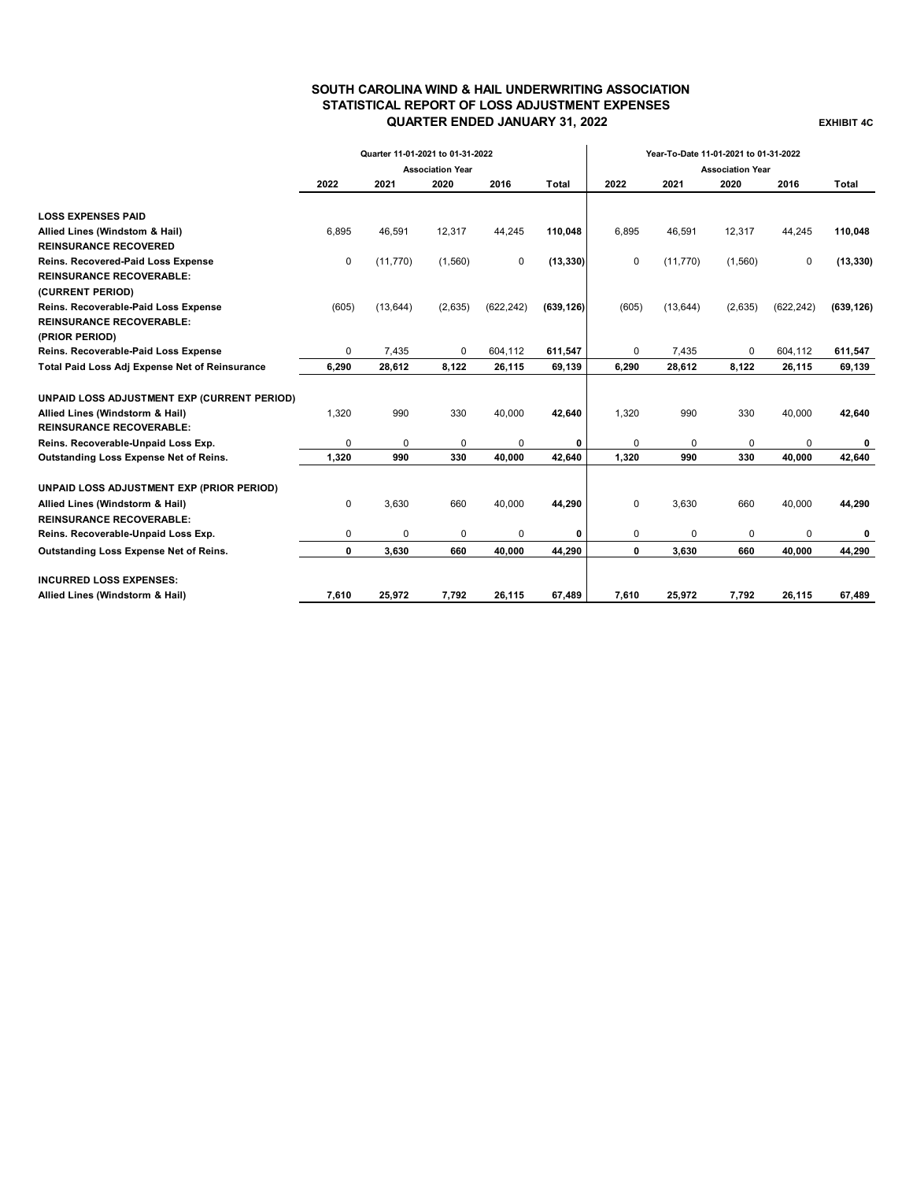# SOUTH CAROLINA WIND & HAIL UNDERWRITING ASSOCIATION
## STATISTICAL REPORT OF LOSS ADJUSTMENT EXPENSES
### QUARTER ENDED JANUARY 31, 2022

**EXHIBIT 4C**

| | Quarter 11-01-2021 to 01-31-2022 | | | | | Year-To-Date 11-01-2021 to 01-31-2022 | | | | |
|---|---|---|---|---|---|---|---|---|---|---|
| | Association Year | | | | | Association Year | | | | |
| | 2022 | 2021 | 2020 | 2016 | Total | 2022 | 2021 | 2020 | 2016 | Total |
| **LOSS EXPENSES PAID** | | | | | | | | | | |
| **Allied Lines (Windstom & Hail)** | 6,895 | 46,591 | 12,317 | 44,245 | **110,048** | 6,895 | 46,591 | 12,317 | 44,245 | **110,048** |
| **REINSURANCE RECOVERED** | | | | | | | | | | |
| **Reins. Recovered-Paid Loss Expense** | 0 | (11,770) | (1,560) | 0 | **(13,330)** | 0 | (11,770) | (1,560) | 0 | **(13,330)** |
| **REINSURANCE RECOVERABLE:** | | | | | | | | | | |
| **(CURRENT PERIOD)** | | | | | | | | | | |
| **Reins. Recoverable-Paid Loss Expense** | (605) | (13,644) | (2,635) | (622,242) | **(639,126)** | (605) | (13,644) | (2,635) | (622,242) | **(639,126)** |
| **REINSURANCE RECOVERABLE:** | | | | | | | | | | |
| **(PRIOR PERIOD)** | | | | | | | | | | |
| **Reins. Recoverable-Paid Loss Expense** | 0 | 7,435 | 0 | 604,112 | **611,547** | 0 | 7,435 | 0 | 604,112 | **611,547** |
| **Total Paid Loss Adj Expense Net of Reinsurance** | **6,290** | **28,612** | **8,122** | **26,115** | **69,139** | **6,290** | **28,612** | **8,122** | **26,115** | **69,139** |
| **UNPAID LOSS ADJUSTMENT EXP (CURRENT PERIOD)** | | | | | | | | | | |
| **Allied Lines (Windstorm & Hail)** | 1,320 | 990 | 330 | 40,000 | **42,640** | 1,320 | 990 | 330 | 40,000 | **42,640** |
| **REINSURANCE RECOVERABLE:** | | | | | | | | | | |
| **Reins. Recoverable-Unpaid Loss Exp.** | 0 | 0 | 0 | 0 | **0** | 0 | 0 | 0 | 0 | **0** |
| **Outstanding Loss Expense Net of Reins.** | **1,320** | **990** | **330** | **40,000** | **42,640** | **1,320** | **990** | **330** | **40,000** | **42,640** |
| **UNPAID LOSS ADJUSTMENT EXP (PRIOR PERIOD)** | | | | | | | | | | |
| **Allied Lines (Windstorm & Hail)** | 0 | 3,630 | 660 | 40,000 | **44,290** | 0 | 3,630 | 660 | 40,000 | **44,290** |
| **REINSURANCE RECOVERABLE:** | | | | | | | | | | |
| **Reins. Recoverable-Unpaid Loss Exp.** | 0 | 0 | 0 | 0 | **0** | 0 | 0 | 0 | 0 | **0** |
| **Outstanding Loss Expense Net of Reins.** | **0** | **3,630** | **660** | **40,000** | **44,290** | **0** | **3,630** | **660** | **40,000** | **44,290** |
| **INCURRED LOSS EXPENSES:** | | | | | | | | | | |
| **Allied Lines (Windstorm & Hail)** | **7,610** | **25,972** | **7,792** | **26,115** | **67,489** | **7,610** | **25,972** | **7,792** | **26,115** | **67,489** |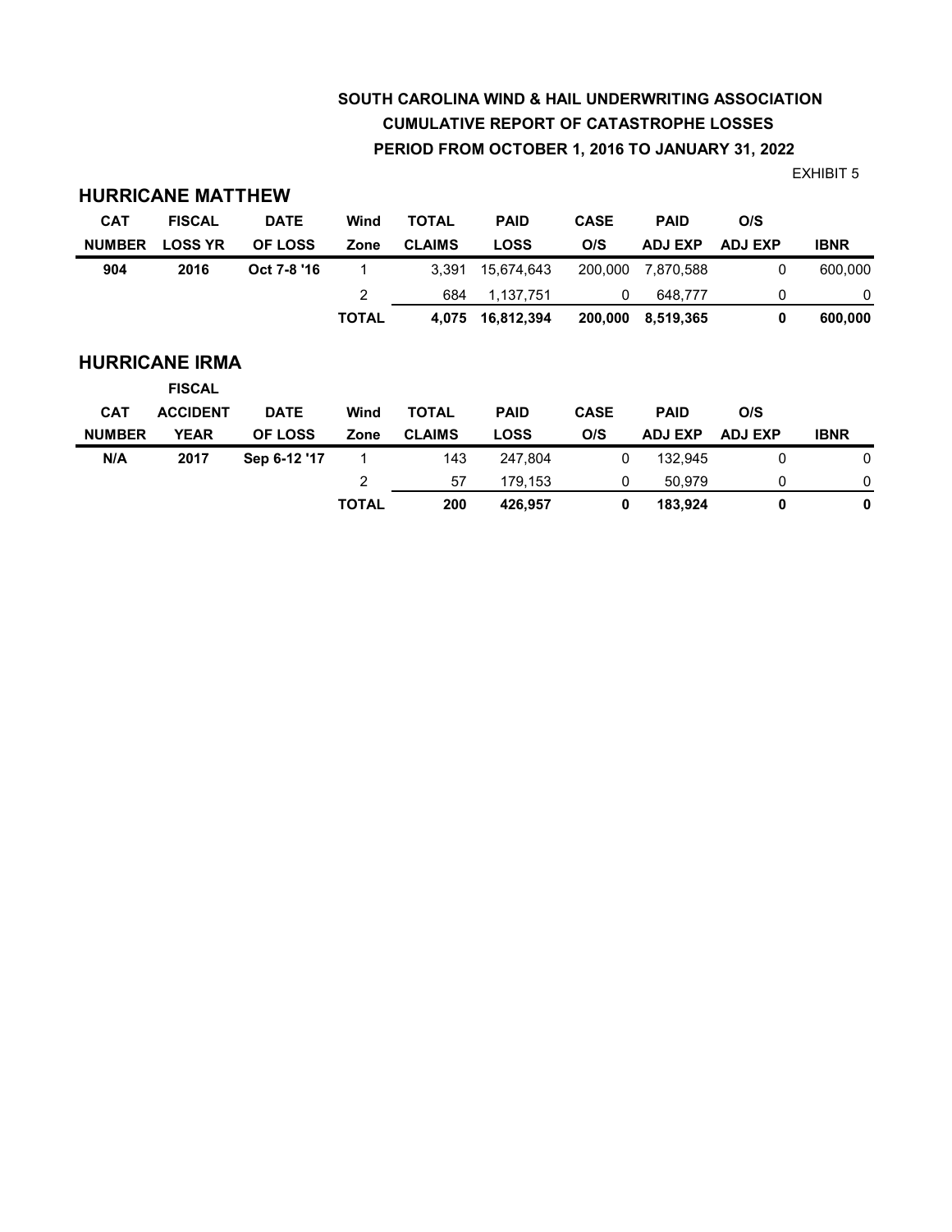# SOUTH CAROLINA WIND & HAIL UNDERWRITING ASSOCIATION
## CUMULATIVE REPORT OF CATASTROPHE LOSSES
## PERIOD FROM OCTOBER 1, 2016 TO JANUARY 31, 2022

EXHIBIT 5

### HURRICANE MATTHEW

| CAT NUMBER | FISCAL LOSS YR | DATE OF LOSS | Wind Zone | TOTAL CLAIMS | PAID LOSS | CASE O/S | PAID ADJ EXP | O/S ADJ EXP | IBNR |
|---|---|---|---|---|---|---|---|---|---|
| **904** | **2016** | **Oct 7-8 '16** | 1 | 3,391 | 15,674,643 | 200,000 | 7,870,588 | 0 | 600,000 |
| | | | 2 | 684 | 1,137,751 | 0 | 648,777 | 0 | 0 |
| | | | **TOTAL** | **4,075** | **16,812,394** | **200,000** | **8,519,365** | **0** | **600,000** |

### HURRICANE IRMA

| CAT NUMBER | FISCAL ACCIDENT YEAR | DATE OF LOSS | Wind Zone | TOTAL CLAIMS | PAID LOSS | CASE O/S | PAID ADJ EXP | O/S ADJ EXP | IBNR |
|---|---|---|---|---|---|---|---|---|---|
| **N/A** | **2017** | **Sep 6-12 '17** | 1 | 143 | 247,804 | 0 | 132,945 | 0 | 0 |
| | | | 2 | 57 | 179,153 | 0 | 50,979 | 0 | 0 |
| | | | **TOTAL** | **200** | **426,957** | **0** | **183,924** | **0** | **0** |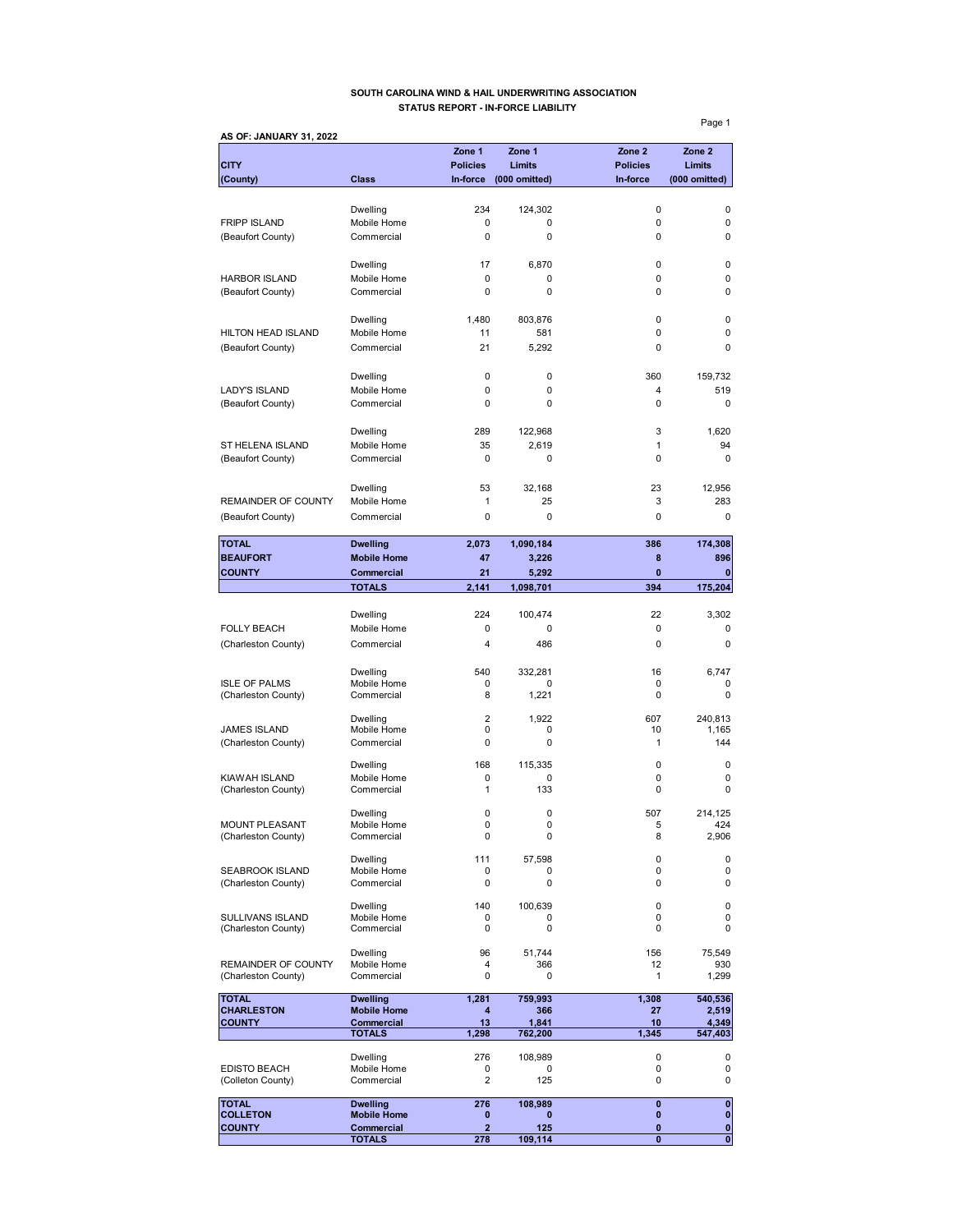**SOUTH CAROLINA WIND & HAIL UNDERWRITING ASSOCIATION**
**STATUS REPORT - IN-FORCE LIABILITY**

**AS OF: JANUARY 31, 2022**

| CITY (County) | Class | Zone 1 Policies In-force | Zone 1 Limits (000 omitted) | Zone 2 Policies In-force | Zone 2 Limits (000 omitted) |
|---|---|---|---|---|---|
| | Dwelling | 234 | 124,302 | 0 | 0 |
| FRIPP ISLAND | Mobile Home | 0 | 0 | 0 | 0 |
| (Beaufort County) | Commercial | 0 | 0 | 0 | 0 |
| | Dwelling | 17 | 6,870 | 0 | 0 |
| HARBOR ISLAND | Mobile Home | 0 | 0 | 0 | 0 |
| (Beaufort County) | Commercial | 0 | 0 | 0 | 0 |
| | Dwelling | 1,480 | 803,876 | 0 | 0 |
| HILTON HEAD ISLAND | Mobile Home | 11 | 581 | 0 | 0 |
| (Beaufort County) | Commercial | 21 | 5,292 | 0 | 0 |
| | Dwelling | 0 | 0 | 360 | 159,732 |
| LADY'S ISLAND | Mobile Home | 0 | 0 | 4 | 519 |
| (Beaufort County) | Commercial | 0 | 0 | 0 | 0 |
| | Dwelling | 289 | 122,968 | 3 | 1,620 |
| ST HELENA ISLAND | Mobile Home | 35 | 2,619 | 1 | 94 |
| (Beaufort County) | Commercial | 0 | 0 | 0 | 0 |
| | Dwelling | 53 | 32,168 | 23 | 12,956 |
| REMAINDER OF COUNTY | Mobile Home | 1 | 25 | 3 | 283 |
| (Beaufort County) | Commercial | 0 | 0 | 0 | 0 |
| **TOTAL** | **Dwelling** | **2,073** | **1,090,184** | **386** | **174,308** |
| **BEAUFORT** | **Mobile Home** | **47** | **3,226** | **8** | **896** |
| **COUNTY** | **Commercial** | **21** | **5,292** | **0** | **0** |
| | **TOTALS** | **2,141** | **1,098,701** | **394** | **175,204** |
| | Dwelling | 224 | 100,474 | 22 | 3,302 |
| FOLLY BEACH | Mobile Home | 0 | 0 | 0 | 0 |
| (Charleston County) | Commercial | 4 | 486 | 0 | 0 |
| | Dwelling | 540 | 332,281 | 16 | 6,747 |
| ISLE OF PALMS | Mobile Home | 0 | 0 | 0 | 0 |
| (Charleston County) | Commercial | 8 | 1,221 | 0 | 0 |
| | Dwelling | 2 | 1,922 | 607 | 240,813 |
| JAMES ISLAND | Mobile Home | 0 | 0 | 10 | 1,165 |
| (Charleston County) | Commercial | 0 | 0 | 1 | 144 |
| | Dwelling | 168 | 115,335 | 0 | 0 |
| KIAWAH ISLAND | Mobile Home | 0 | 0 | 0 | 0 |
| (Charleston County) | Commercial | 1 | 133 | 0 | 0 |
| | Dwelling | 0 | 0 | 507 | 214,125 |
| MOUNT PLEASANT | Mobile Home | 0 | 0 | 5 | 424 |
| (Charleston County) | Commercial | 0 | 0 | 8 | 2,906 |
| | Dwelling | 111 | 57,598 | 0 | 0 |
| SEABROOK ISLAND | Mobile Home | 0 | 0 | 0 | 0 |
| (Charleston County) | Commercial | 0 | 0 | 0 | 0 |
| | Dwelling | 140 | 100,639 | 0 | 0 |
| SULLIVANS ISLAND | Mobile Home | 0 | 0 | 0 | 0 |
| (Charleston County) | Commercial | 0 | 0 | 0 | 0 |
| | Dwelling | 96 | 51,744 | 156 | 75,549 |
| REMAINDER OF COUNTY | Mobile Home | 4 | 366 | 12 | 930 |
| (Charleston County) | Commercial | 0 | 0 | 1 | 1,299 |
| **TOTAL** | **Dwelling** | **1,281** | **759,993** | **1,308** | **540,536** |
| **CHARLESTON** | **Mobile Home** | **4** | **366** | **27** | **2,519** |
| **COUNTY** | **Commercial** | **13** | **1,841** | **10** | **4,349** |
| | **TOTALS** | **1,298** | **762,200** | **1,345** | **547,403** |
| | Dwelling | 276 | 108,989 | 0 | 0 |
| EDISTO BEACH | Mobile Home | 0 | 0 | 0 | 0 |
| (Colleton County) | Commercial | 2 | 125 | 0 | 0 |
| **TOTAL** | **Dwelling** | **276** | **108,989** | **0** | **0** |
| **COLLETON** | **Mobile Home** | **0** | **0** | **0** | **0** |
| **COUNTY** | **Commercial** | **2** | **125** | **0** | **0** |
| | **TOTALS** | **278** | **109,114** | **0** | **0** |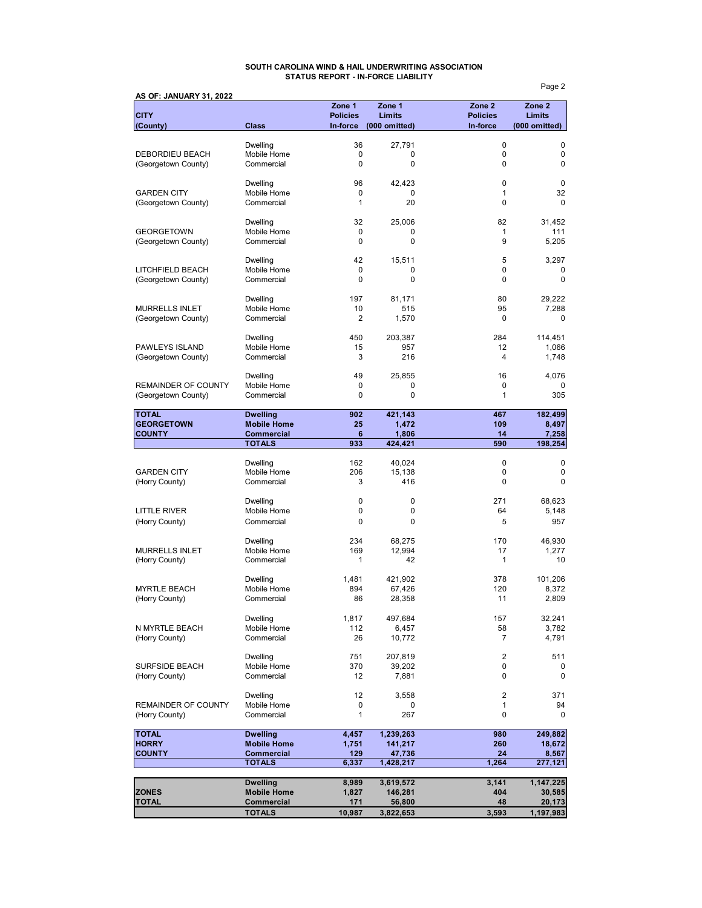**SOUTH CAROLINA WIND & HAIL UNDERWRITING ASSOCIATION**
**STATUS REPORT - IN-FORCE LIABILITY**

**AS OF: JANUARY 31, 2022**

| CITY (County) | Class | Zone 1 Policies In-force | Zone 1 Limits (000 omitted) | Zone 2 Policies In-force | Zone 2 Limits (000 omitted) |
|---|---|---|---|---|---|
| | Dwelling | 36 | 27,791 | 0 | 0 |
| DEBORDIEU BEACH | Mobile Home | 0 | 0 | 0 | 0 |
| (Georgetown County) | Commercial | 0 | 0 | 0 | 0 |
| | Dwelling | 96 | 42,423 | 0 | 0 |
| GARDEN CITY | Mobile Home | 0 | 0 | 1 | 32 |
| (Georgetown County) | Commercial | 1 | 20 | 0 | 0 |
| | Dwelling | 32 | 25,006 | 82 | 31,452 |
| GEORGETOWN | Mobile Home | 0 | 0 | 1 | 111 |
| (Georgetown County) | Commercial | 0 | 0 | 9 | 5,205 |
| | Dwelling | 42 | 15,511 | 5 | 3,297 |
| LITCHFIELD BEACH | Mobile Home | 0 | 0 | 0 | 0 |
| (Georgetown County) | Commercial | 0 | 0 | 0 | 0 |
| | Dwelling | 197 | 81,171 | 80 | 29,222 |
| MURRELLS INLET | Mobile Home | 10 | 515 | 95 | 7,288 |
| (Georgetown County) | Commercial | 2 | 1,570 | 0 | 0 |
| | Dwelling | 450 | 203,387 | 284 | 114,451 |
| PAWLEYS ISLAND | Mobile Home | 15 | 957 | 12 | 1,066 |
| (Georgetown County) | Commercial | 3 | 216 | 4 | 1,748 |
| | Dwelling | 49 | 25,855 | 16 | 4,076 |
| REMAINDER OF COUNTY | Mobile Home | 0 | 0 | 0 | 0 |
| (Georgetown County) | Commercial | 0 | 0 | 1 | 305 |
| **TOTAL** | **Dwelling** | **902** | **421,143** | **467** | **182,499** |
| **GEORGETOWN** | **Mobile Home** | **25** | **1,472** | **109** | **8,497** |
| **COUNTY** | **Commercial** | **6** | **1,806** | **14** | **7,258** |
| | **TOTALS** | **933** | **424,421** | **590** | **198,254** |
| | Dwelling | 162 | 40,024 | 0 | 0 |
| GARDEN CITY | Mobile Home | 206 | 15,138 | 0 | 0 |
| (Horry County) | Commercial | 3 | 416 | 0 | 0 |
| | Dwelling | 0 | 0 | 271 | 68,623 |
| LITTLE RIVER | Mobile Home | 0 | 0 | 64 | 5,148 |
| (Horry County) | Commercial | 0 | 0 | 5 | 957 |
| | Dwelling | 234 | 68,275 | 170 | 46,930 |
| MURRELLS INLET | Mobile Home | 169 | 12,994 | 17 | 1,277 |
| (Horry County) | Commercial | 1 | 42 | 1 | 10 |
| | Dwelling | 1,481 | 421,902 | 378 | 101,206 |
| MYRTLE BEACH | Mobile Home | 894 | 67,426 | 120 | 8,372 |
| (Horry County) | Commercial | 86 | 28,358 | 11 | 2,809 |
| | Dwelling | 1,817 | 497,684 | 157 | 32,241 |
| N MYRTLE BEACH | Mobile Home | 112 | 6,457 | 58 | 3,782 |
| (Horry County) | Commercial | 26 | 10,772 | 7 | 4,791 |
| | Dwelling | 751 | 207,819 | 2 | 511 |
| SURFSIDE BEACH | Mobile Home | 370 | 39,202 | 0 | 0 |
| (Horry County) | Commercial | 12 | 7,881 | 0 | 0 |
| | Dwelling | 12 | 3,558 | 2 | 371 |
| REMAINDER OF COUNTY | Mobile Home | 0 | 0 | 1 | 94 |
| (Horry County) | Commercial | 1 | 267 | 0 | 0 |
| **TOTAL** | **Dwelling** | **4,457** | **1,239,263** | **980** | **249,882** |
| **HORRY** | **Mobile Home** | **1,751** | **141,217** | **260** | **18,672** |
| **COUNTY** | **Commercial** | **129** | **47,736** | **24** | **8,567** |
| | **TOTALS** | **6,337** | **1,428,217** | **1,264** | **277,121** |
| | **Dwelling** | **8,989** | **3,619,572** | **3,141** | **1,147,225** |
| **ZONES** | **Mobile Home** | **1,827** | **146,281** | **404** | **30,585** |
| **TOTAL** | **Commercial** | **171** | **56,800** | **48** | **20,173** |
| | **TOTALS** | **10,987** | **3,822,653** | **3,593** | **1,197,983** |